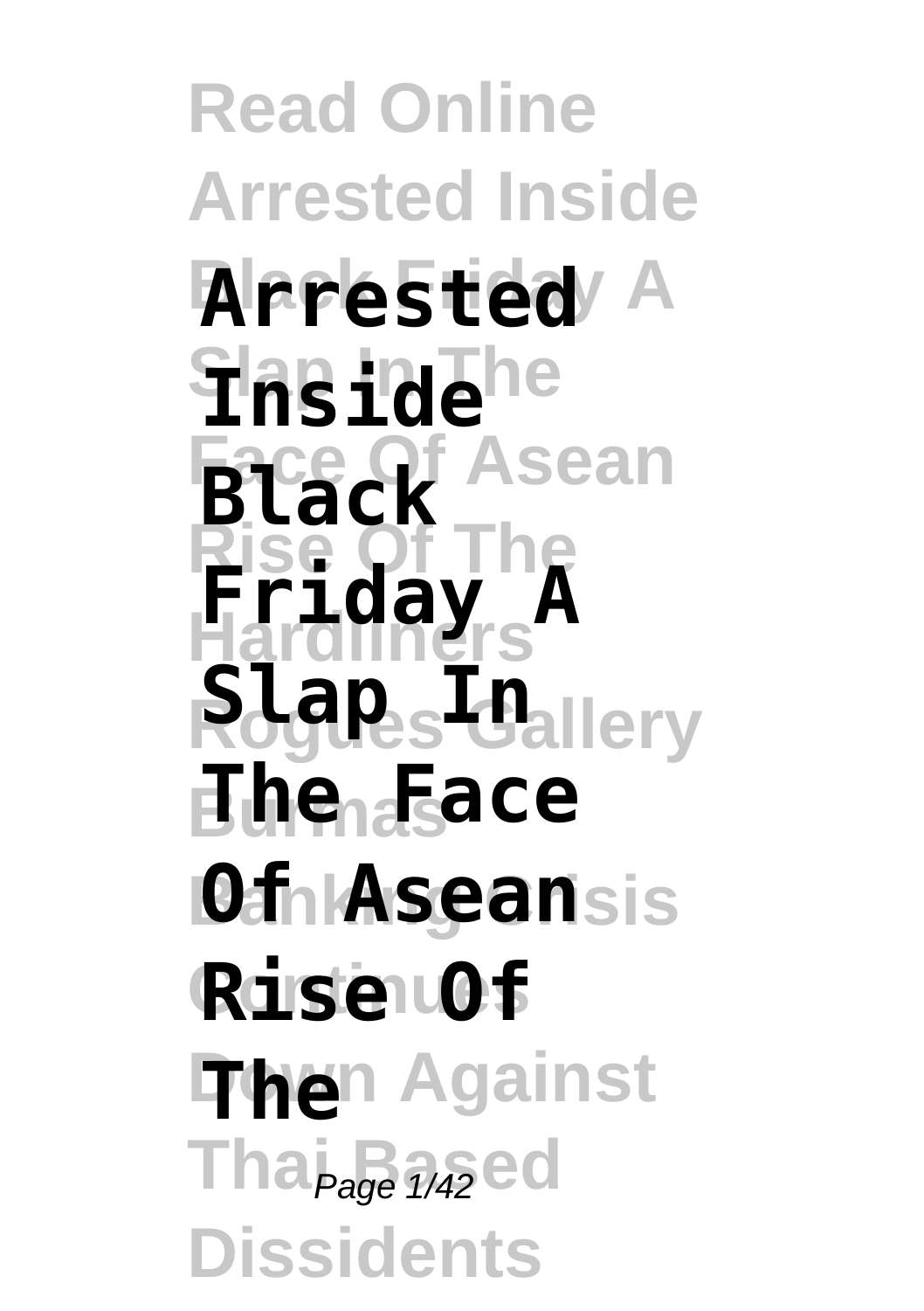# Arrested Inside Black Friday A Slap In The Face Of Asean Rise Of The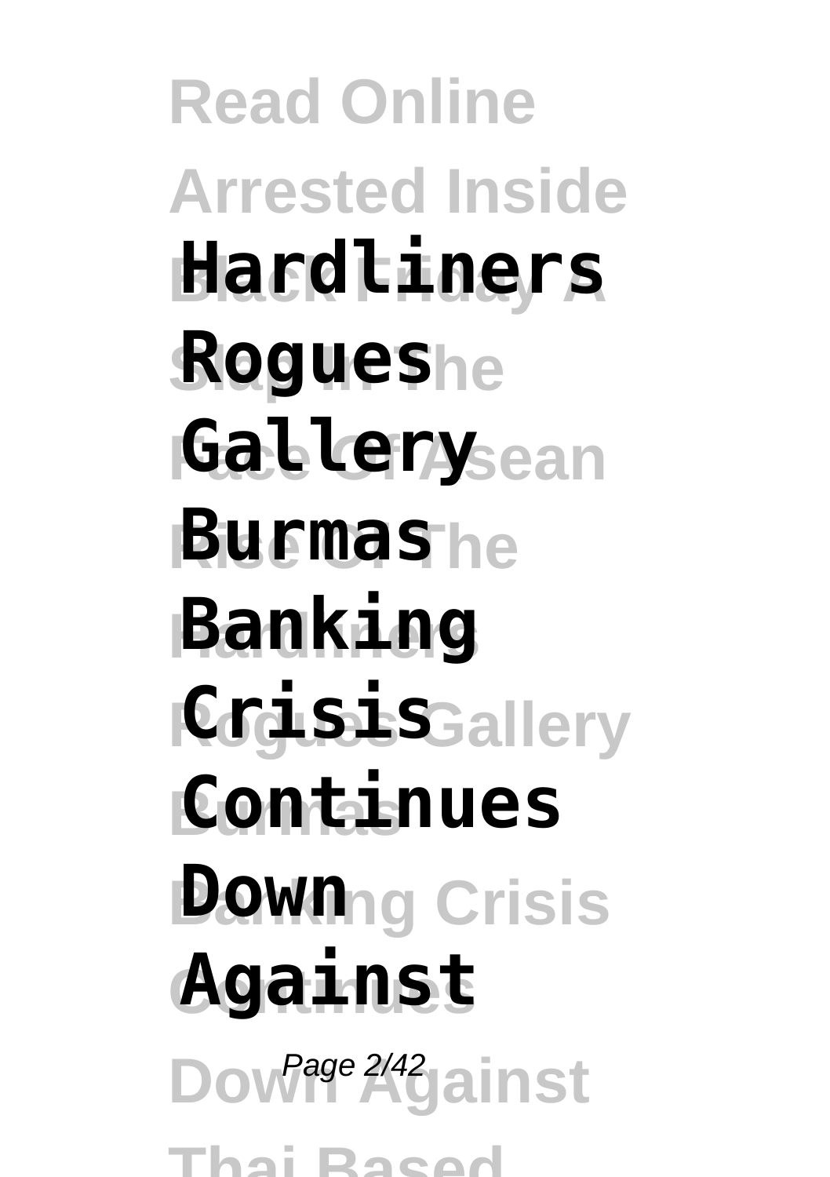**Hardliners Rogues Gallery Burmas Banking Crisis Continues Down Against**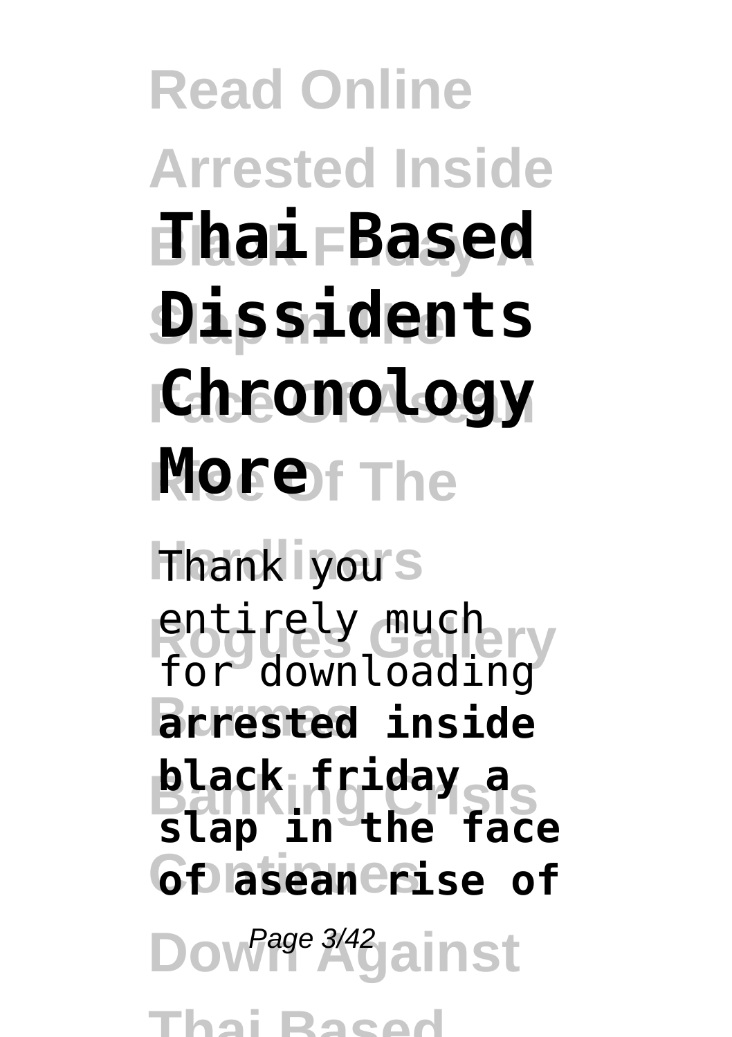**Thai Based Dissidents Chronology More**

Thank you entirely much for downloading **arrested inside black friday a slap in the face of asean rise of**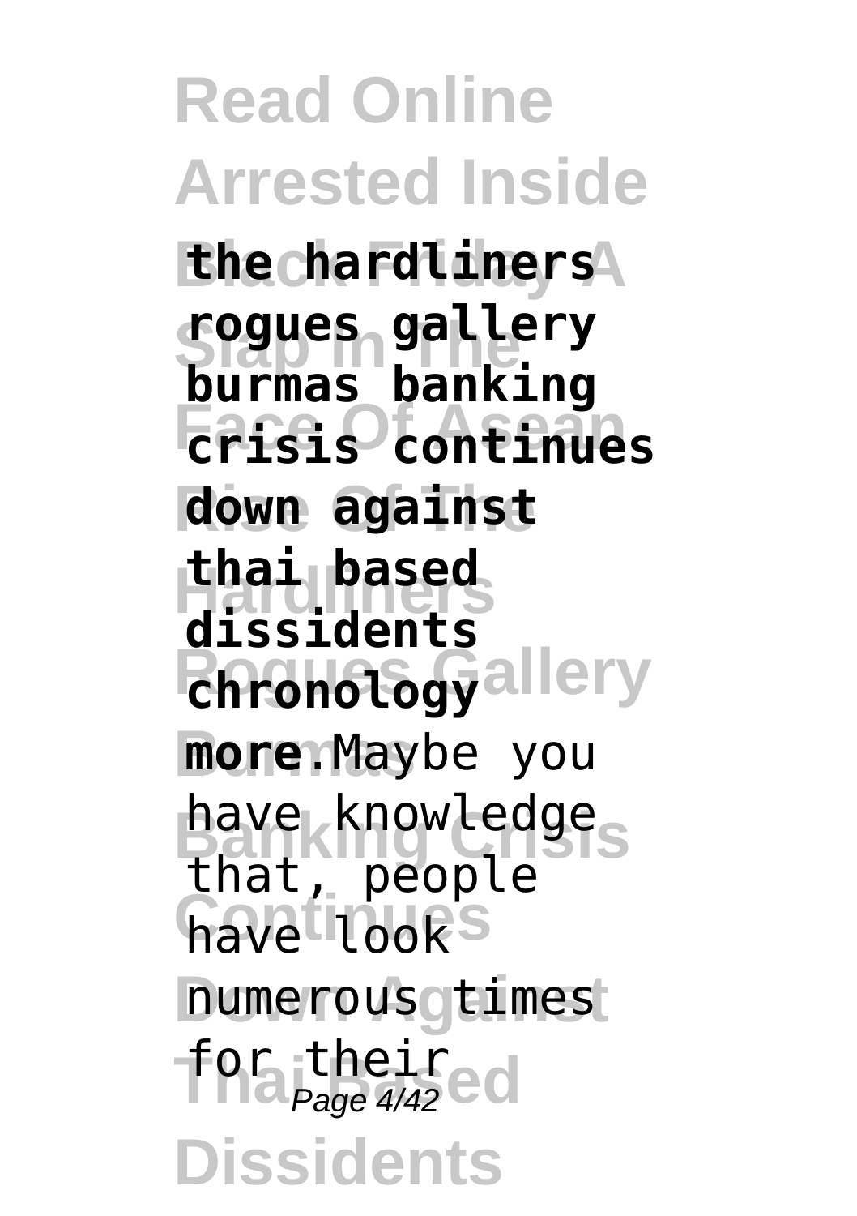**the hardliners rogues gallery burmas banking crisis continues down against thai based dissidents chronology more**.Maybe you have knowledge that, people have look numerous times for their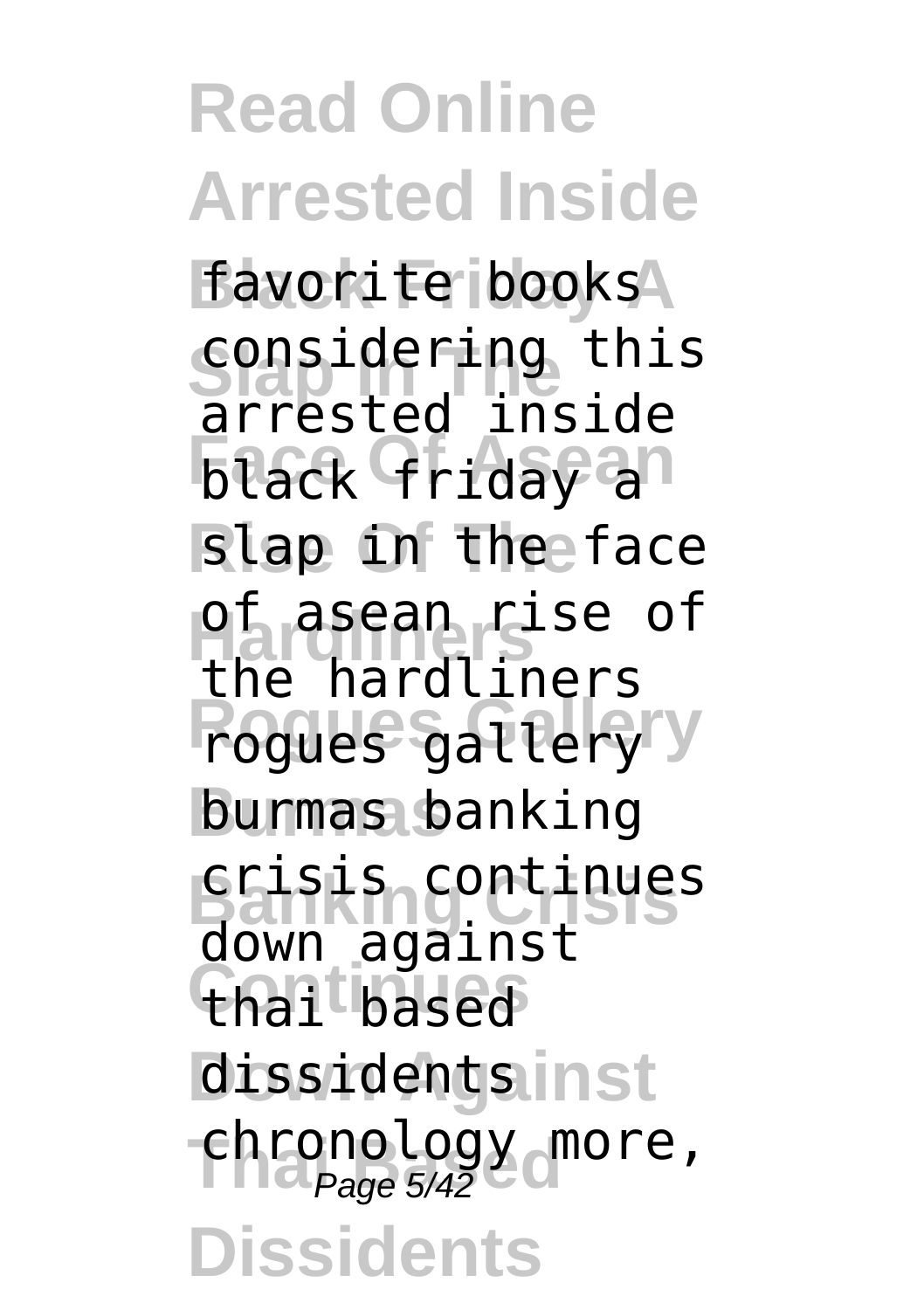favorite books considering this arrested inside black friday a slap in the face of asean rise of the hardliners rogues gallery burmas banking crisis continues down against thai based dissidents chronology more,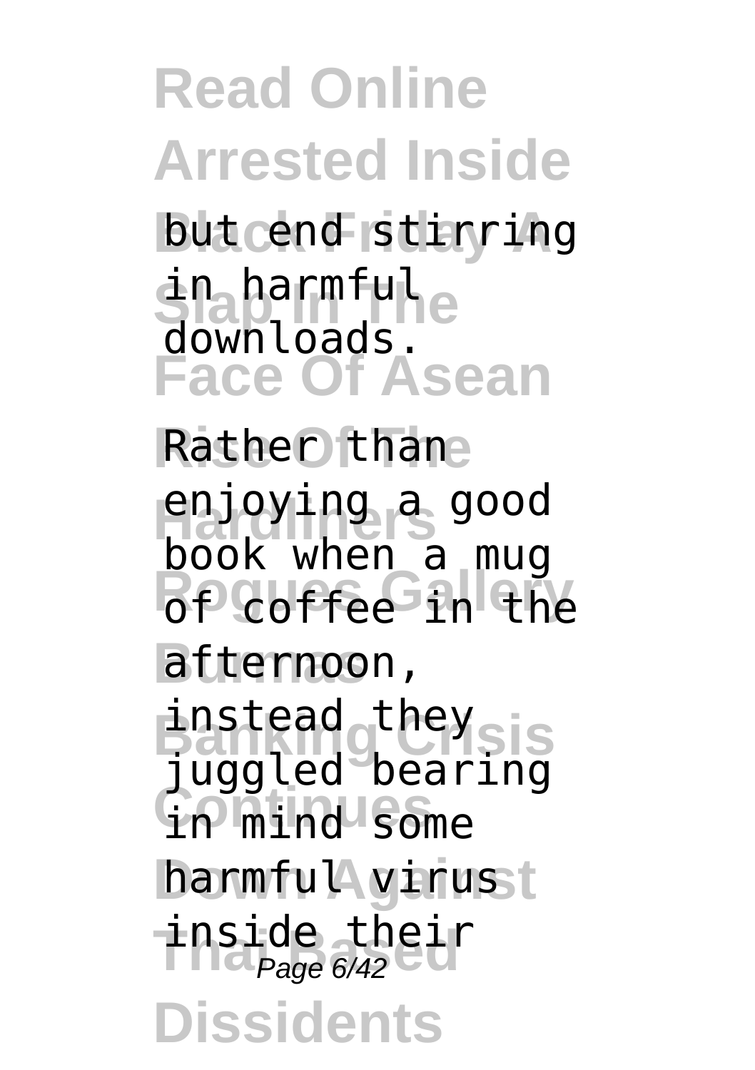but end stirring in harmful downloads.

Rather than enjoying a good book when a mug of coffee in the afternoon, instead they juggled bearing in mind some harmful virus inside their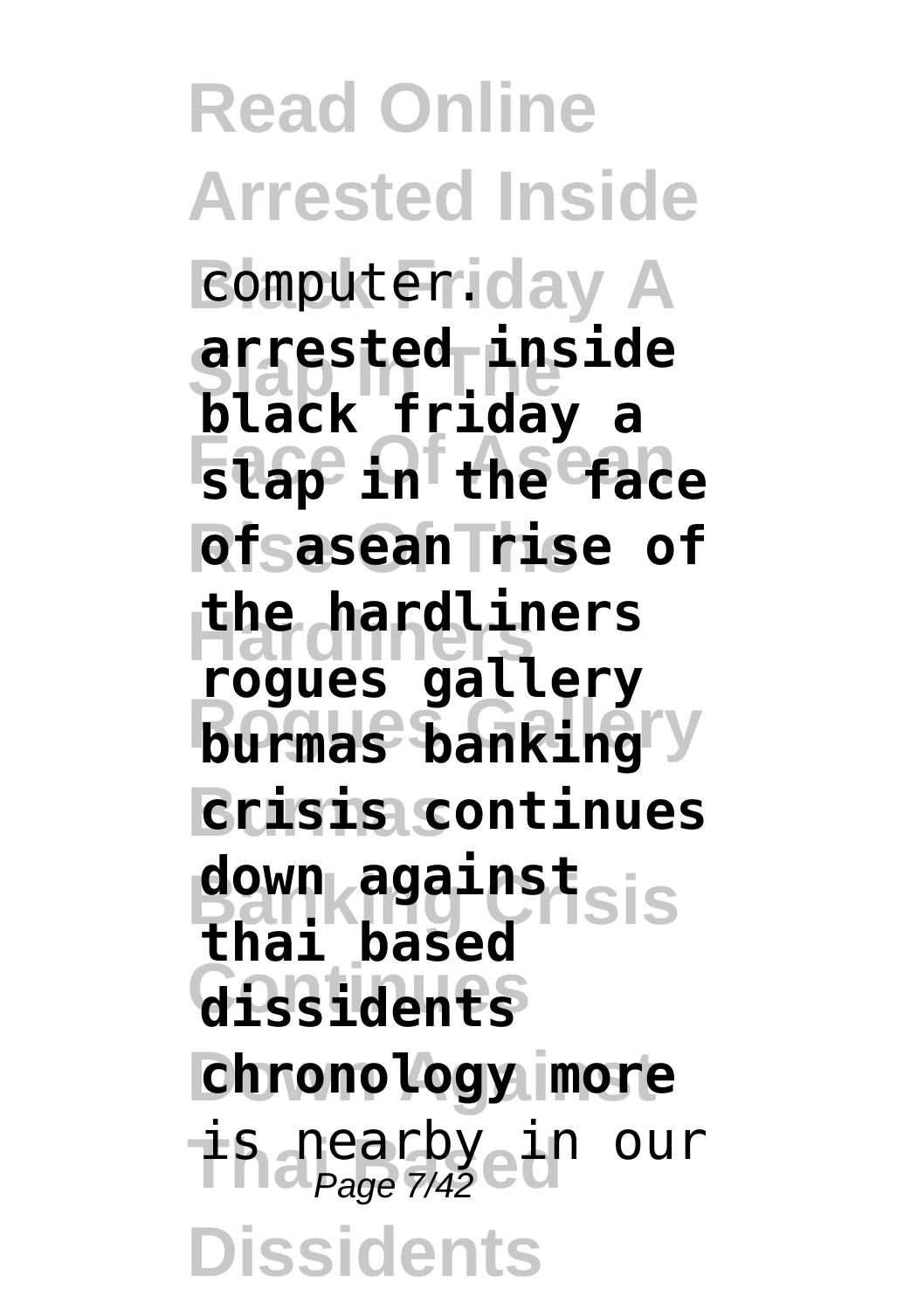computer. **arrested inside black friday a slap in the face of asean rise of the hardliners rogues gallery burmas banking crisis continues down against thai based dissidents chronology more** is nearby in our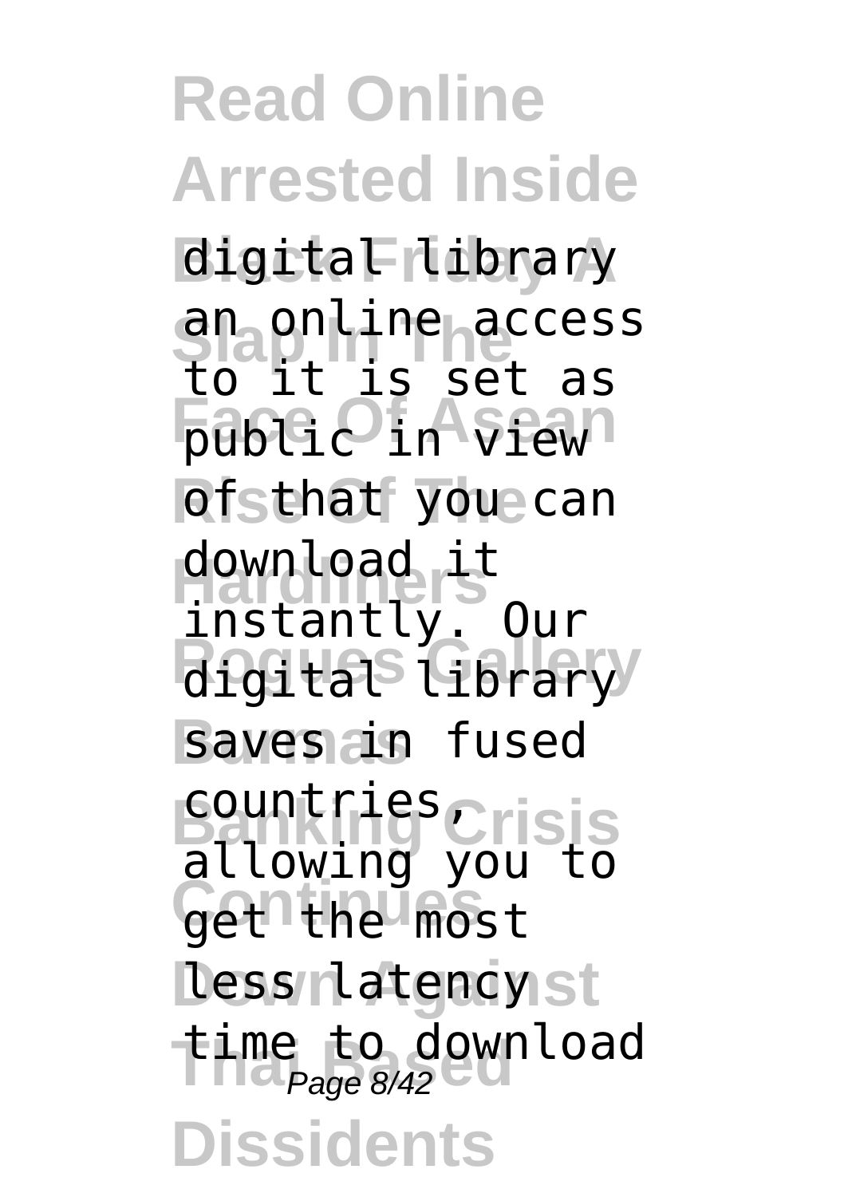digital library an online access to it is set as public in view of that you can download it instantly. Our digital library saves in fused countries, allowing you to get the most less latency time to download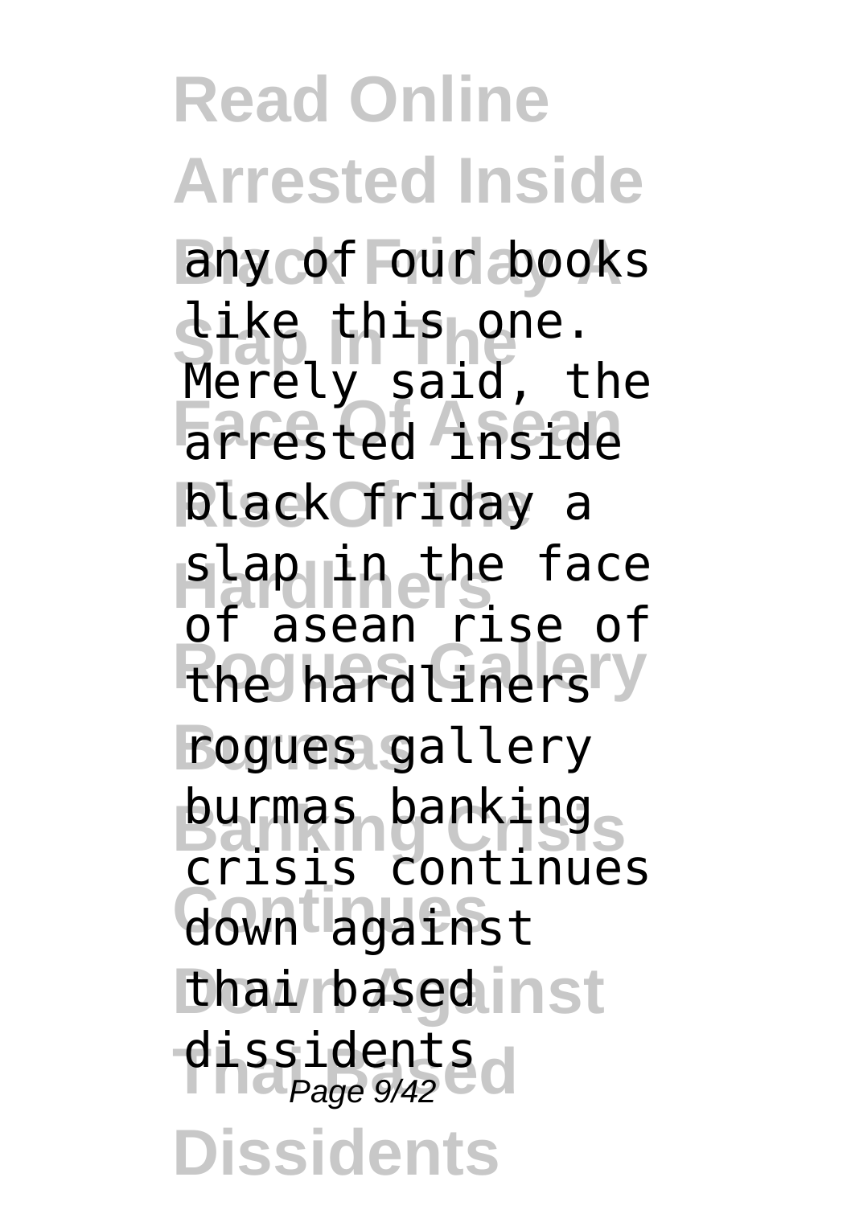any of our books like this one. Merely said, the arrested inside black friday a slap in the face of asean rise of the hardliners rogues gallery burmas banking crisis continues down against thai based dissidents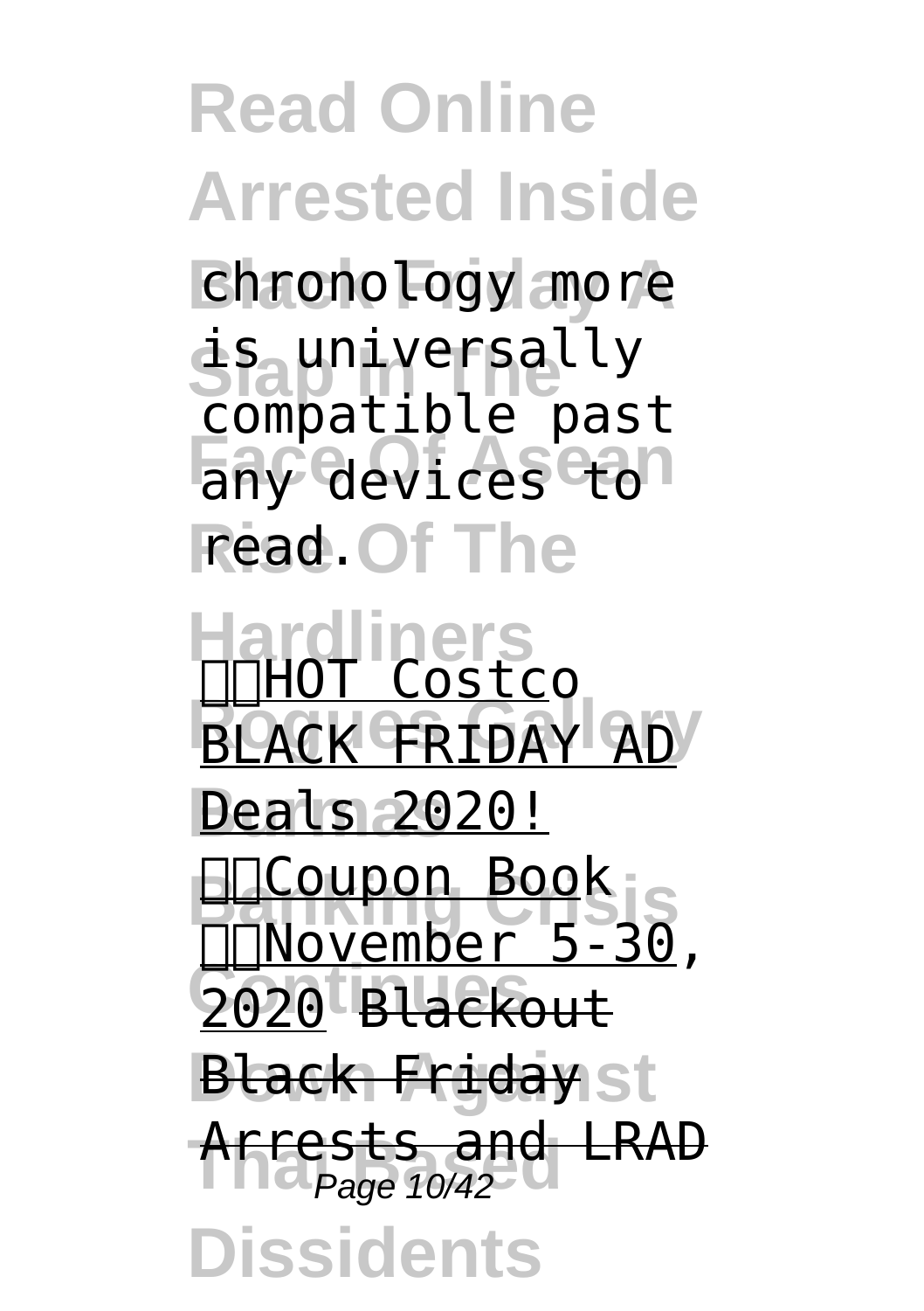chronology more is universally compatible past any devices to read.

HOT Costco BLACK FRIDAY AD Deals 2020! Coupon Book November 5-30, 2020 Blackout Black Friday Arrests and LRAD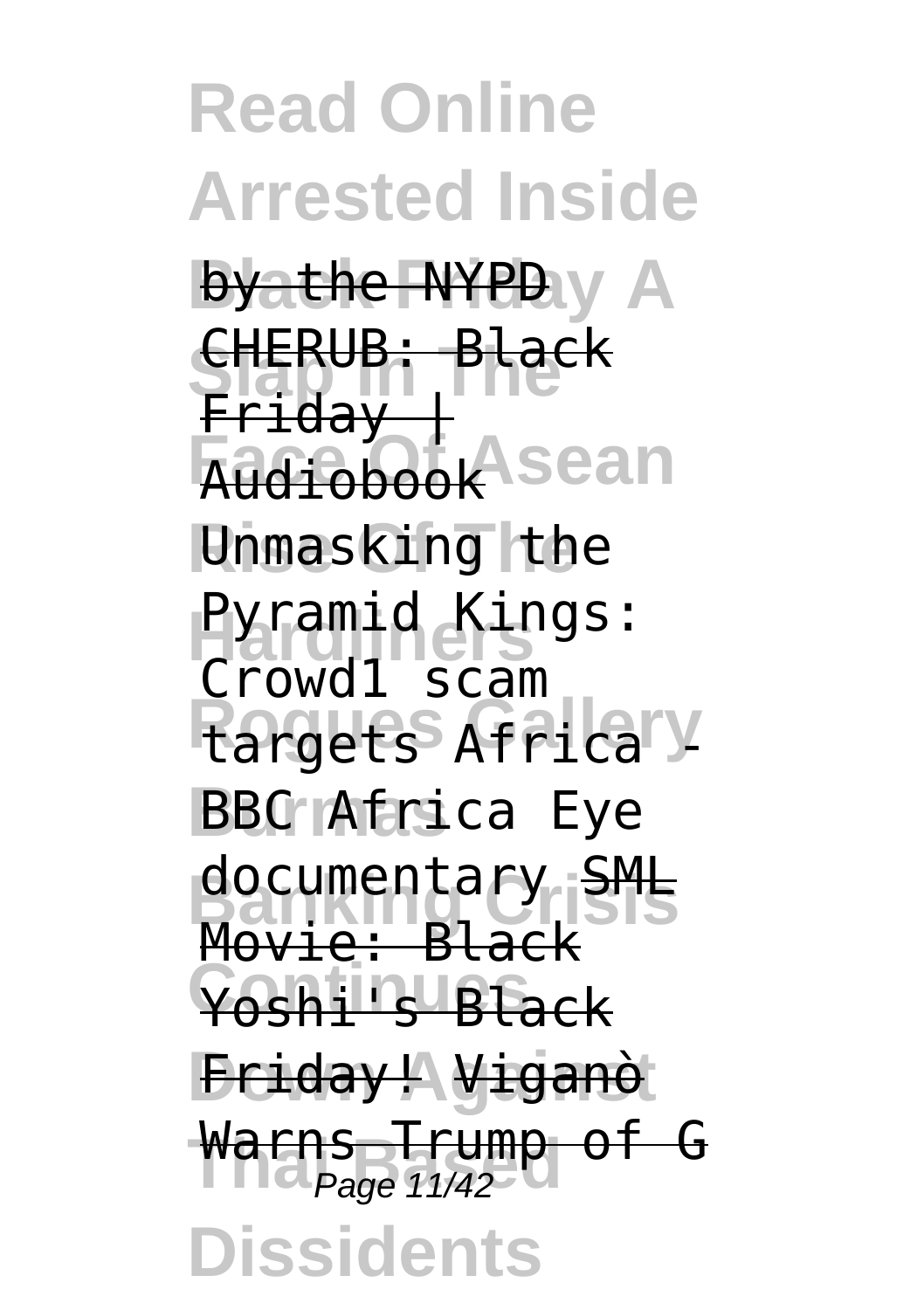by the NYPD

CHERUB: Black Friday | Audiobook

Unmasking the Pyramid Kings: Crowd1 scam targets Africa - BBC Africa Eye documentary

SML Movie: Black Yoshi's Black Friday!

Viganò Warns Trump of G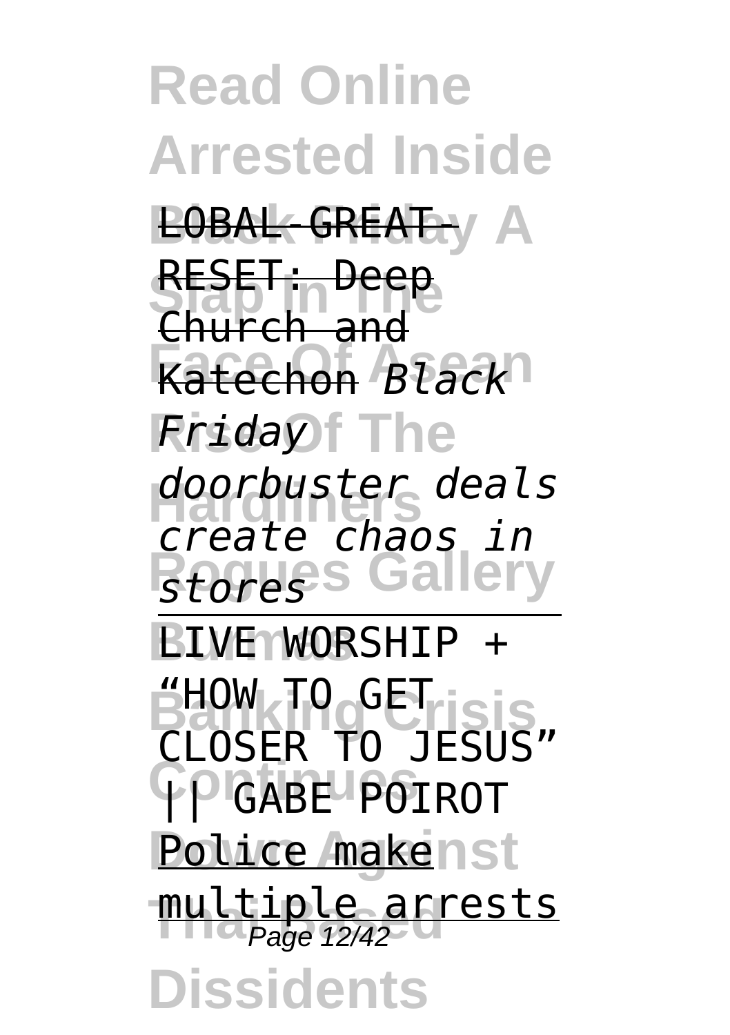LOBAL GREAT-RESET: Deep Church and Katechon *Black Friday doorbuster deals create chaos in stores*

LIVE WORSHIP + "HOW TO GET CLOSER TO JESUS" || GABE POIROT

Police make multiple arrests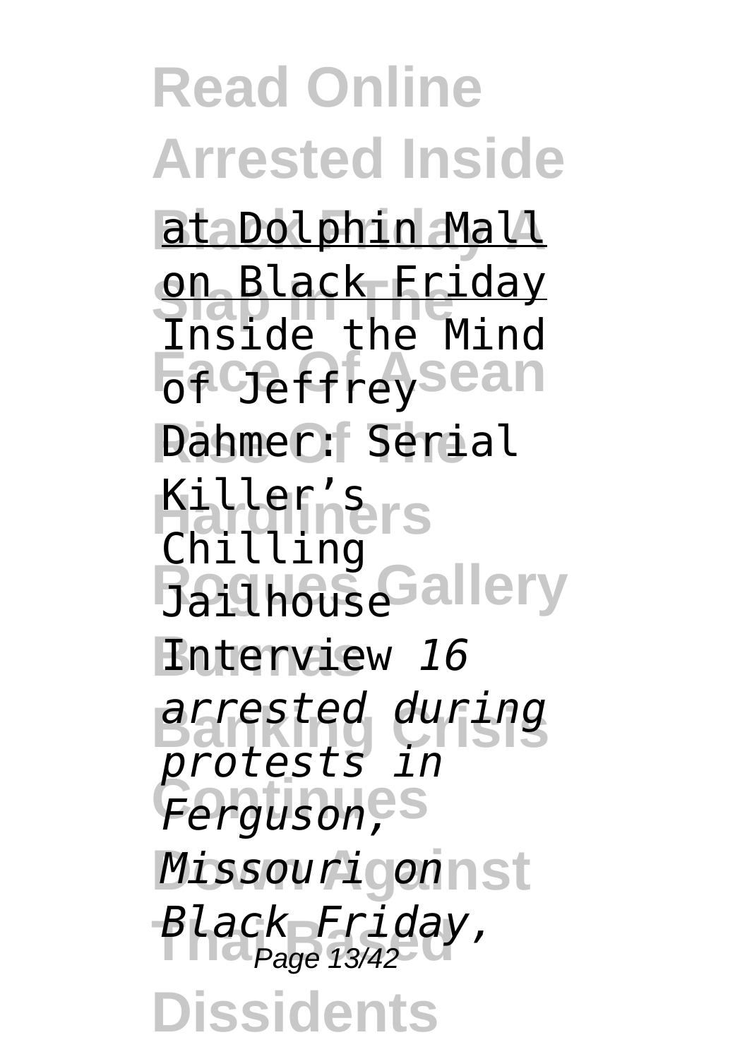at Dolphin Mall on Black Friday Inside the Mind of Jeffrey Dahmer: Serial Killer's Chilling Jailhouse Interview *16 arrested during protests in Ferguson, Missouri on Black Friday,*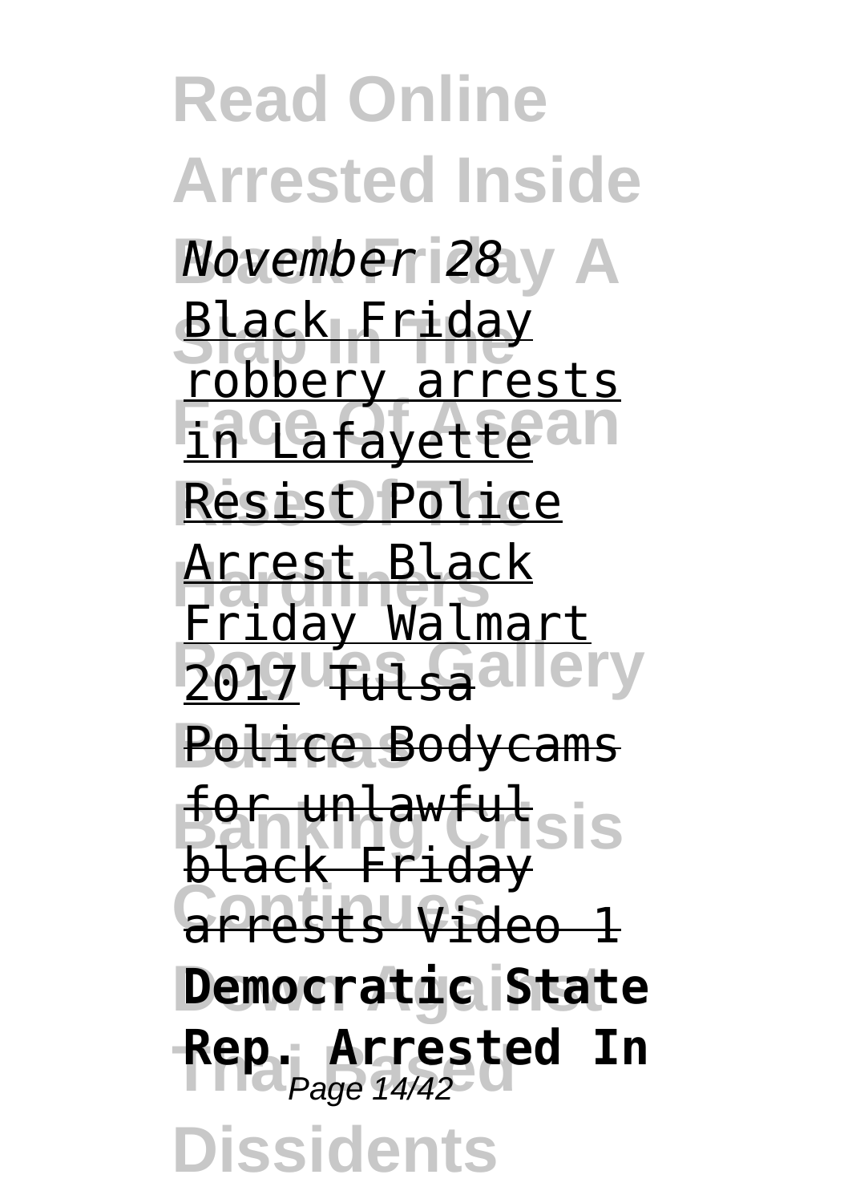*November 28*

Black Friday robbery arrests in Lafayette

Resist Police Arrest Black Friday Walmart 2017 Tulsa Police Bodycams for unlawful black Friday arrests Video 1

**Democratic State Rep. Arrested In**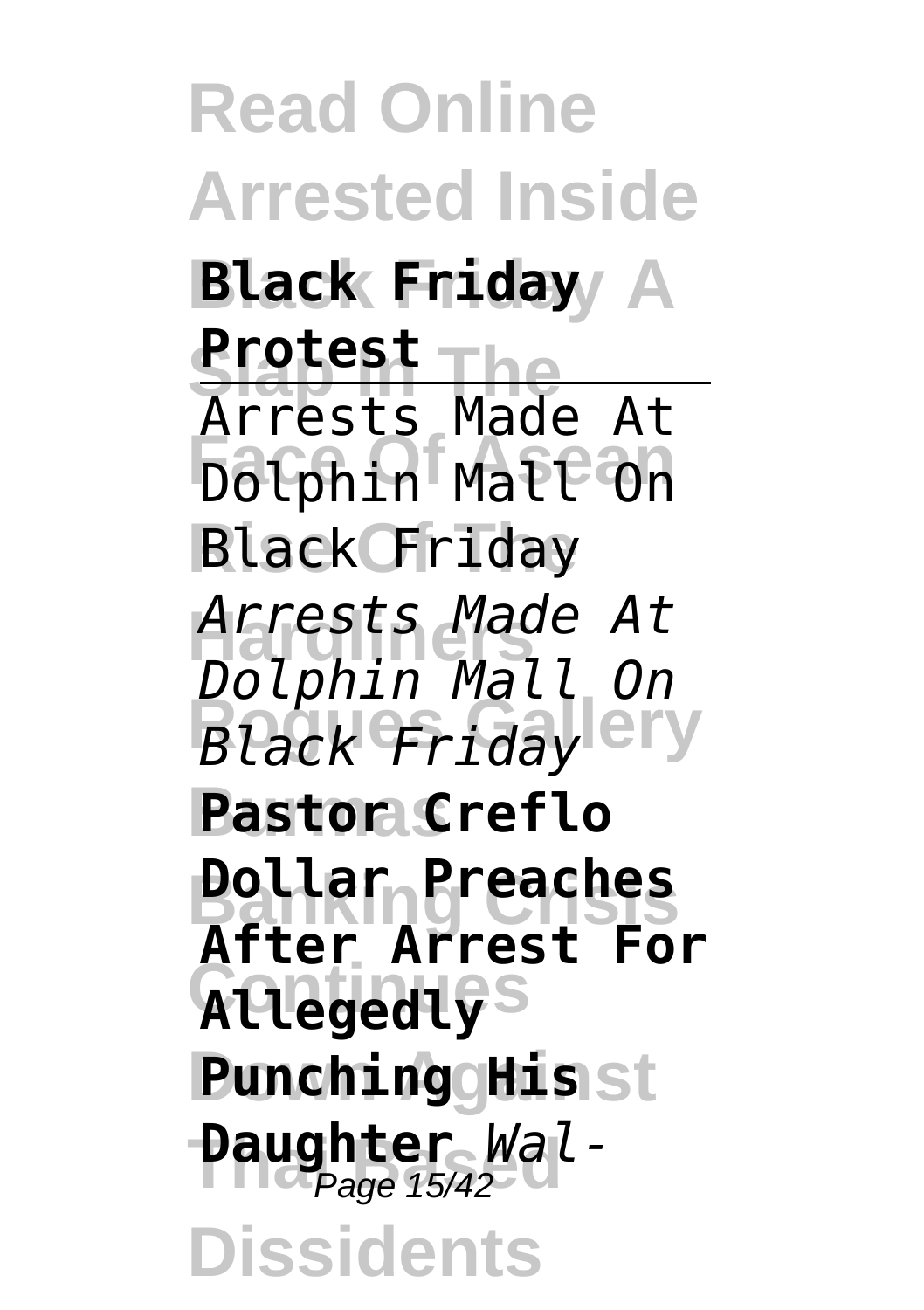**Black Friday Protest**

---

Arrests Made At Dolphin Mall On Black Friday

*Arrests Made At Dolphin Mall On Black Friday*

**Pastor Creflo Dollar Preaches After Arrest For Allegedly Punching His Daughter** *Wal-*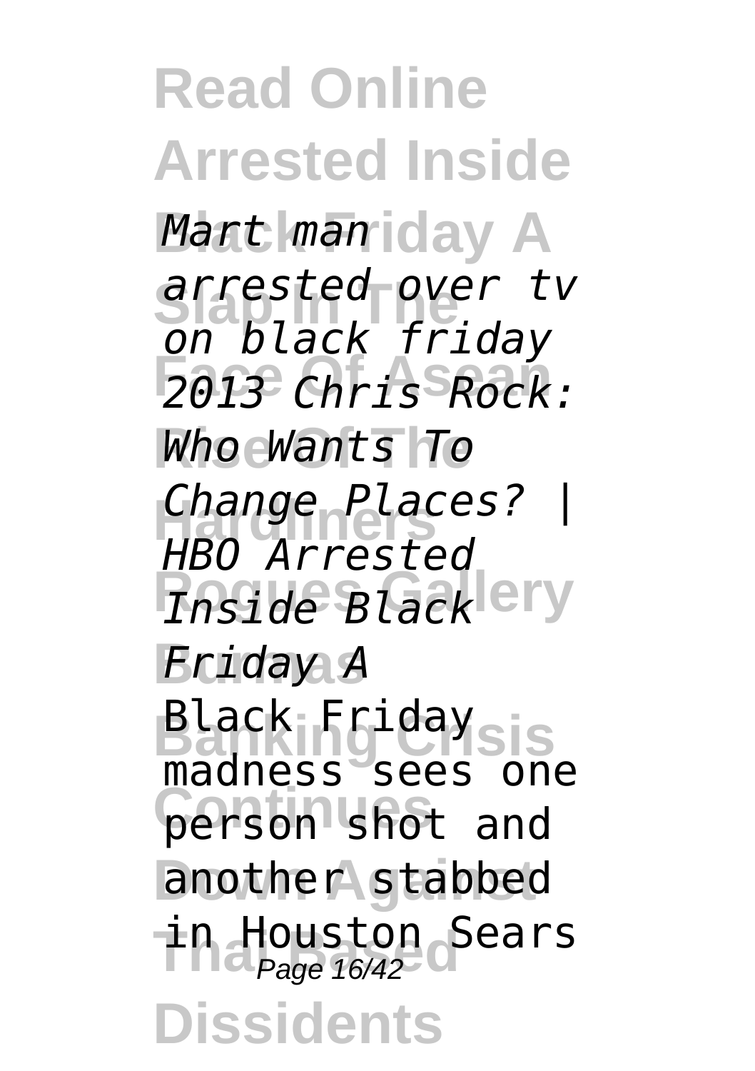*Mart man arrested over tv on black friday 2013 Chris Rock: Who Wants To Change Places? | HBO Arrested Inside Black Friday A*

Black Friday madness sees one person shot and another stabbed in Houston Sears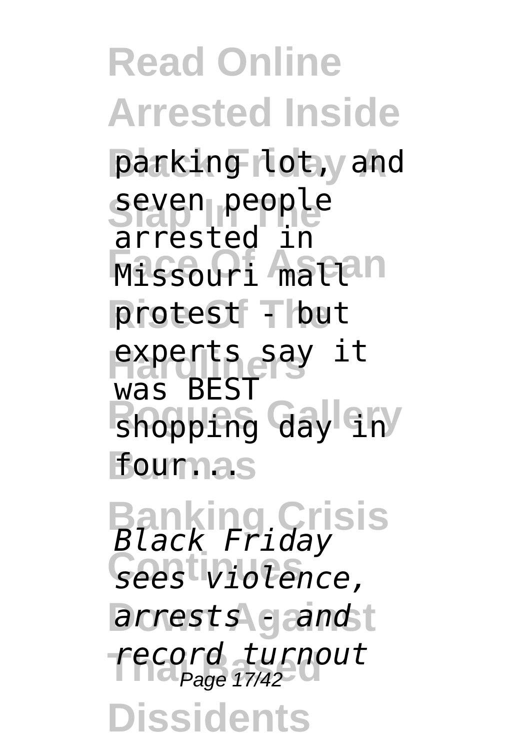parking lot, and seven people arrested in Missouri mall protest - but experts say it was BEST shopping day in four...

*Black Friday sees violence, arrests - and record turnout*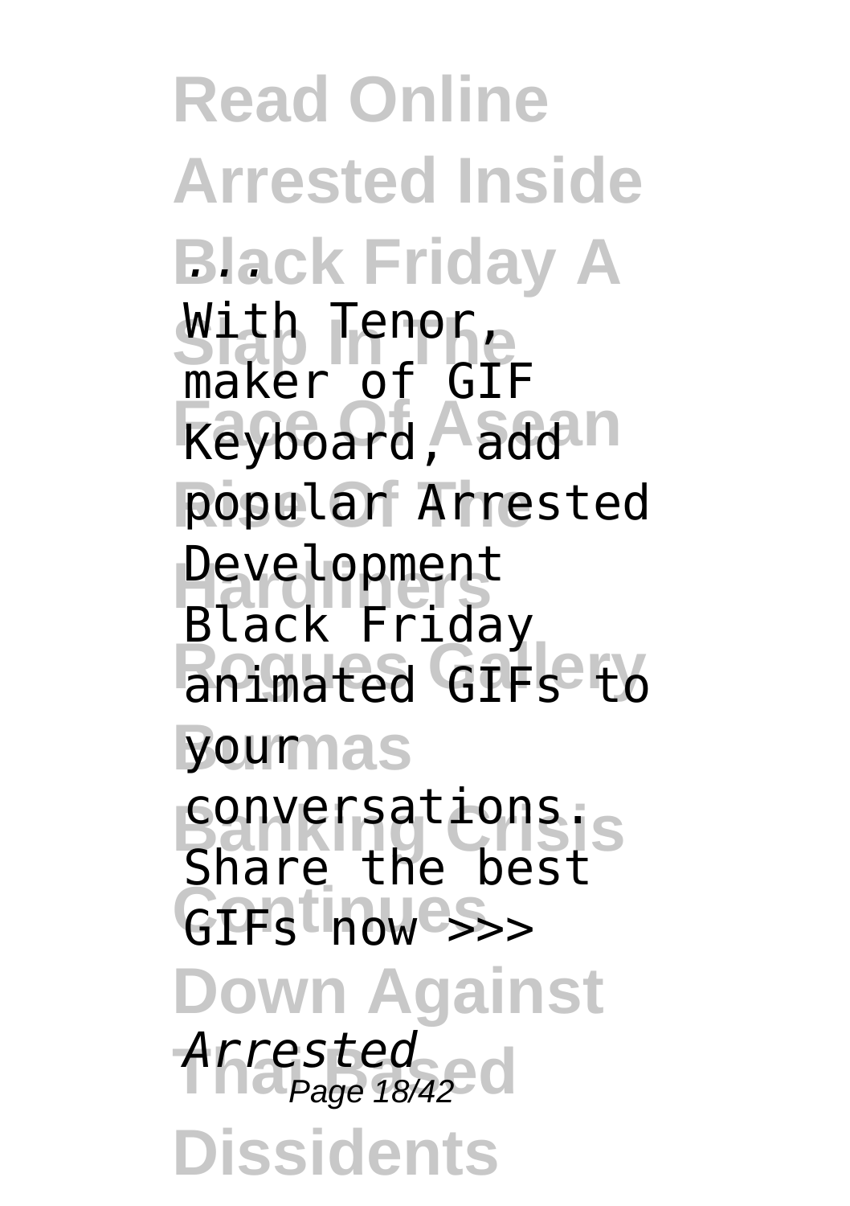With Tenor, maker of GIF Keyboard, add popular Arrested Development Black Friday animated GIFs to your conversations. Share the best GIFs now >>>

*Arrested*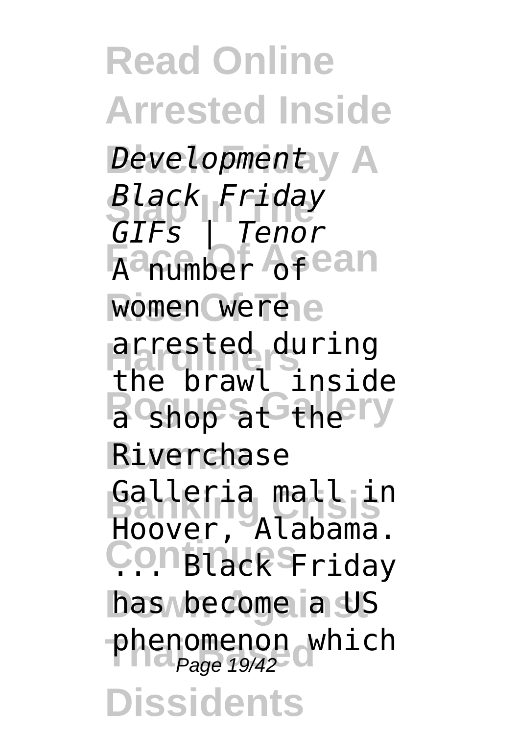*Development*

*Black Friday GIFs | Tenor*

A number of women were arrested during the brawl inside a shop at the Riverchase Galleria mall in Hoover, Alabama. ... Black Friday has become a US phenomenon which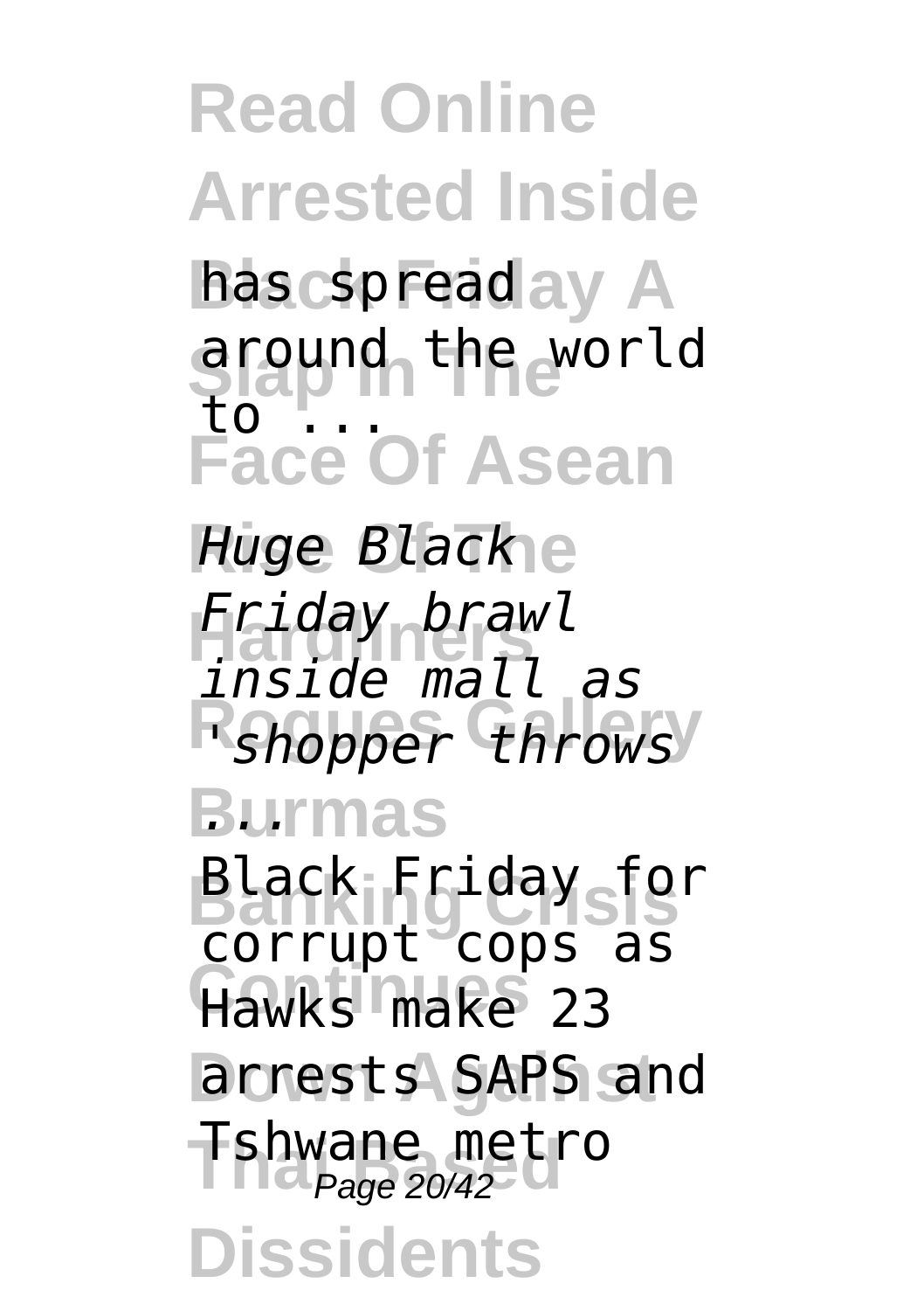has spread around the world to ...

*Huge Black Friday brawl inside mall as 'shopper throws ...*

Black Friday for corrupt cops as Hawks make 23 arrests SAPS and Tshwane metro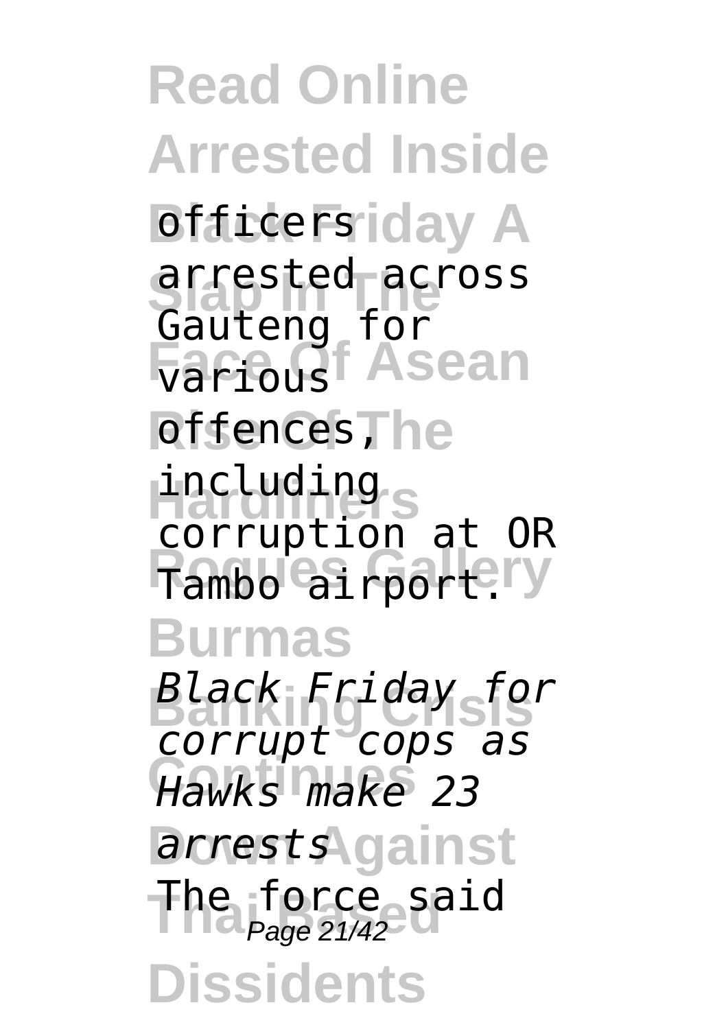officers arrested across Gauteng for various offences, including corruption at OR Tambo airport.

*Black Friday for corrupt cops as Hawks make 23 arrests*

The force said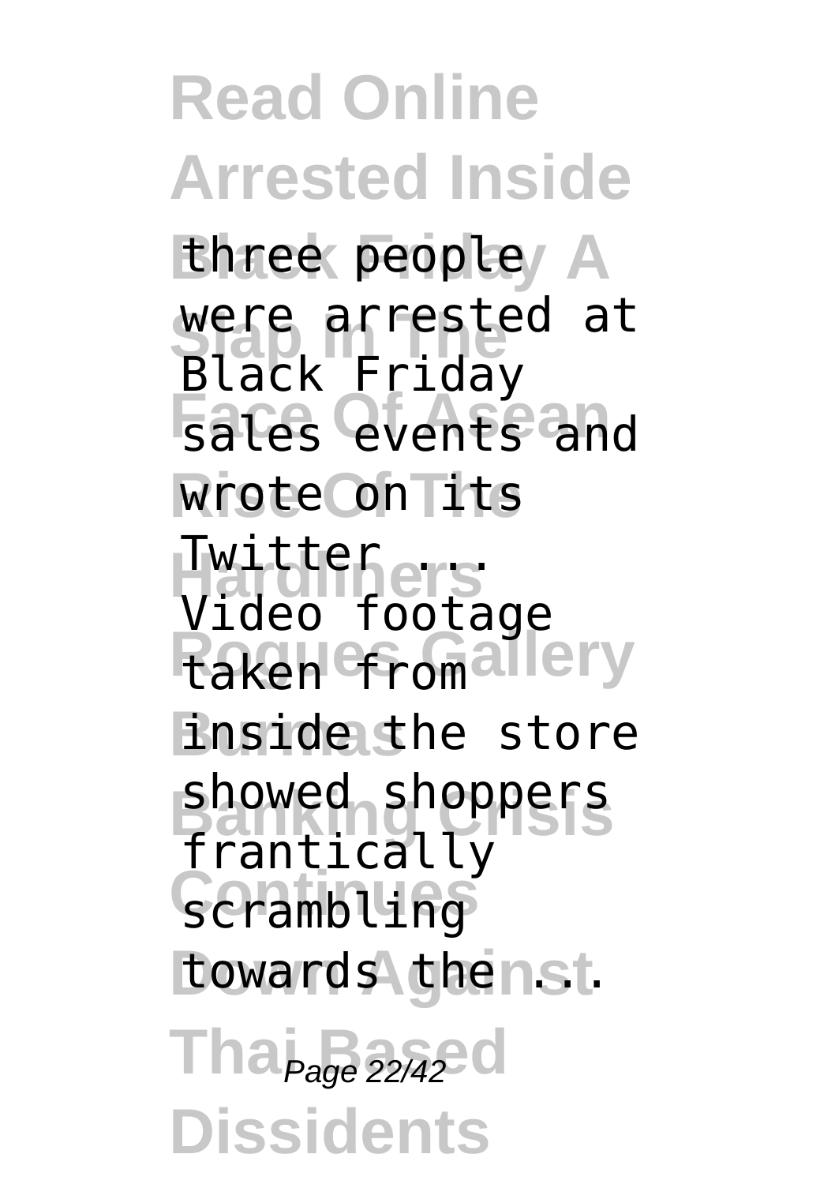three people were arrested at Black Friday sales events and wrote on its Twitter ... Video footage taken from inside the store showed shoppers frantically scrambling towards the ...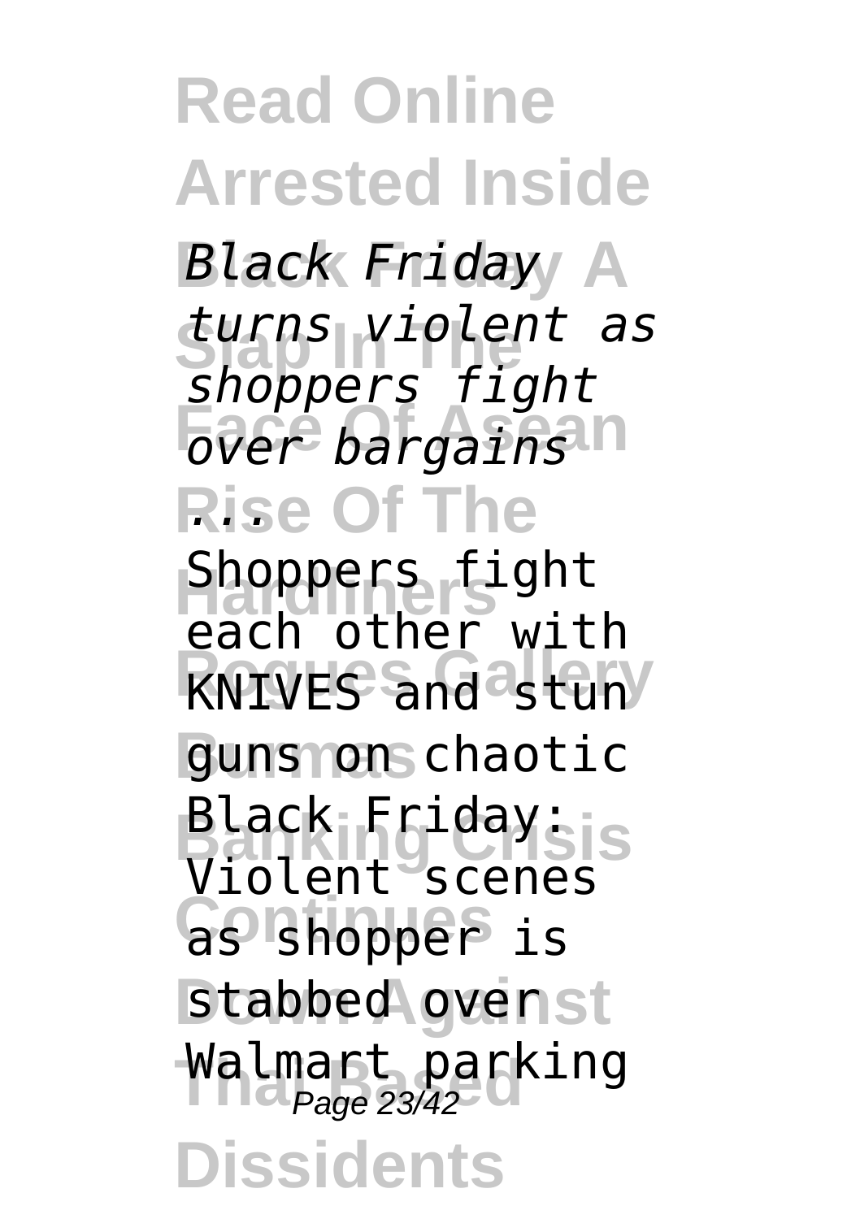*Black Friday turns violent as shoppers fight over bargains ...*

Shoppers fight each other with KNIVES and stun guns on chaotic Black Friday: Violent scenes as shopper is stabbed over Walmart parking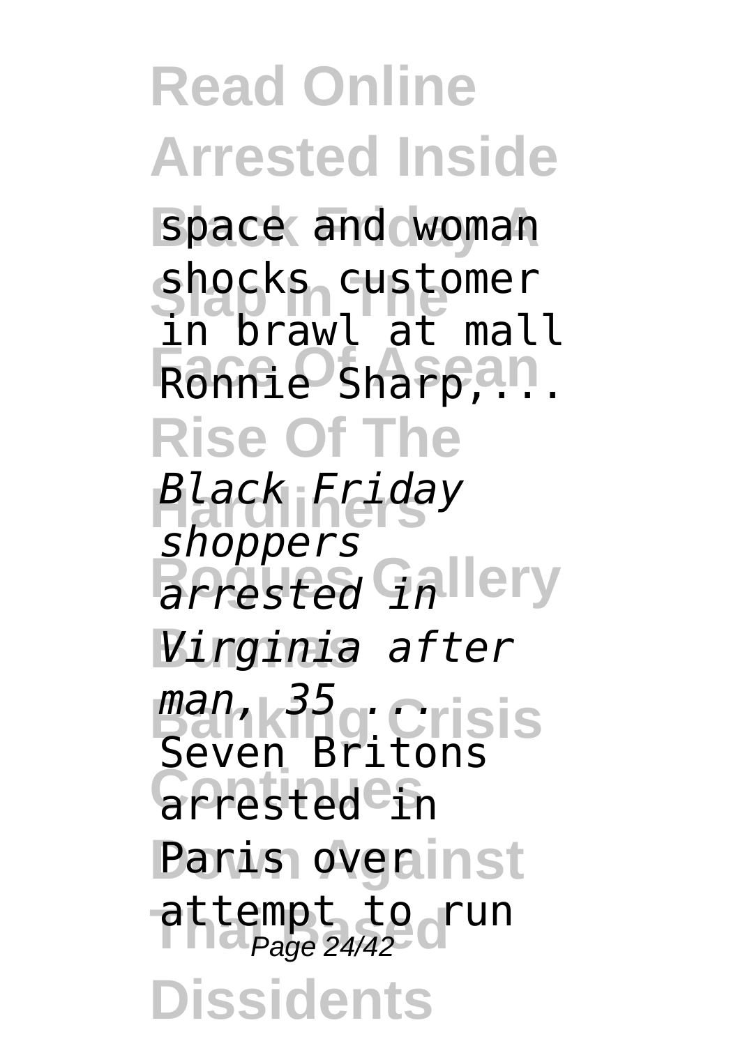space and woman shocks customer in brawl at mall Ronnie Sharp,...

*Black Friday shoppers arrested in Virginia after man, 35 ...*

Seven Britons arrested in Paris over attempt to run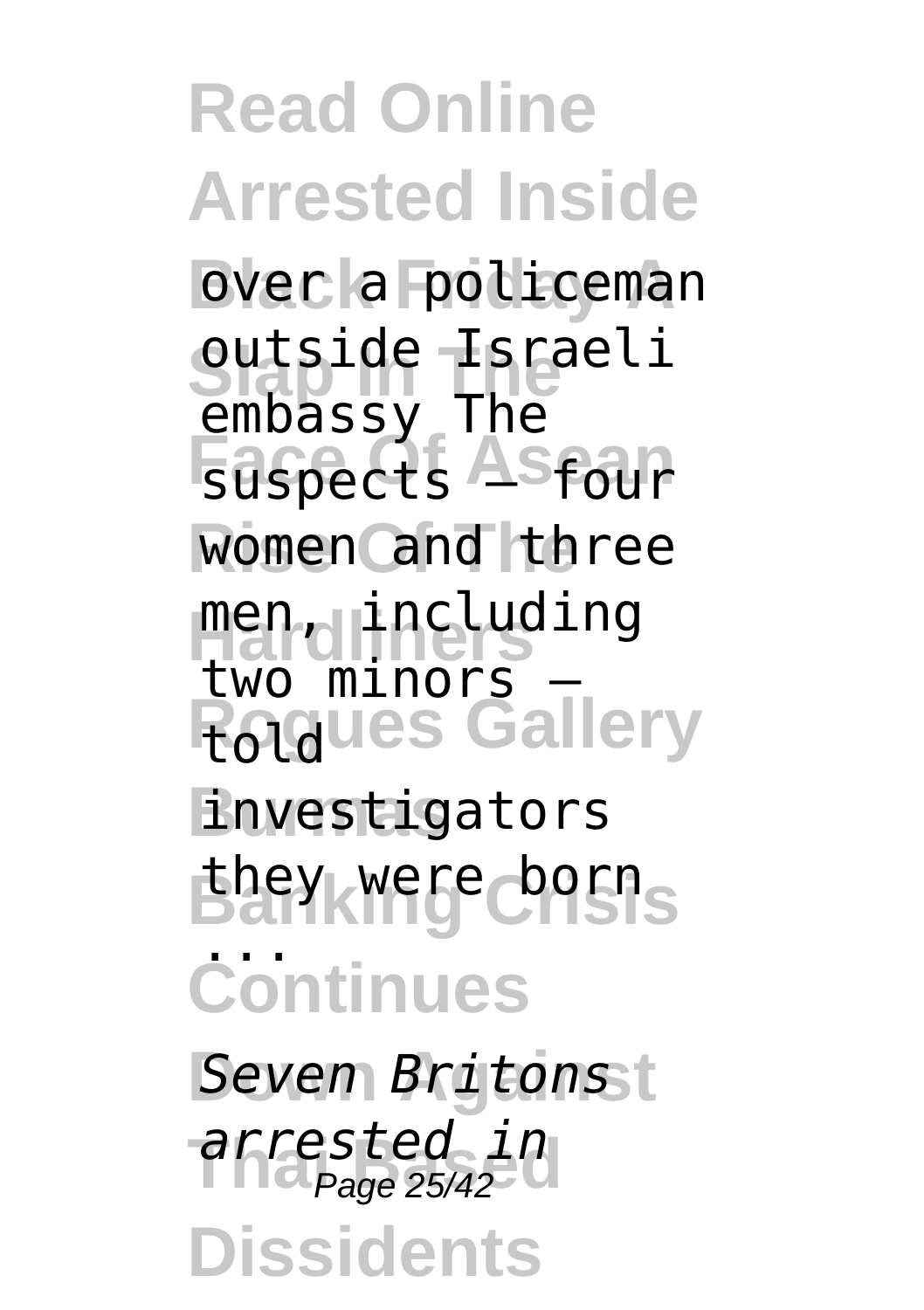over a policeman outside Israeli embassy The suspects — four women and three men, including two minors — told investigators they were born ...

*Seven Britons arrested in*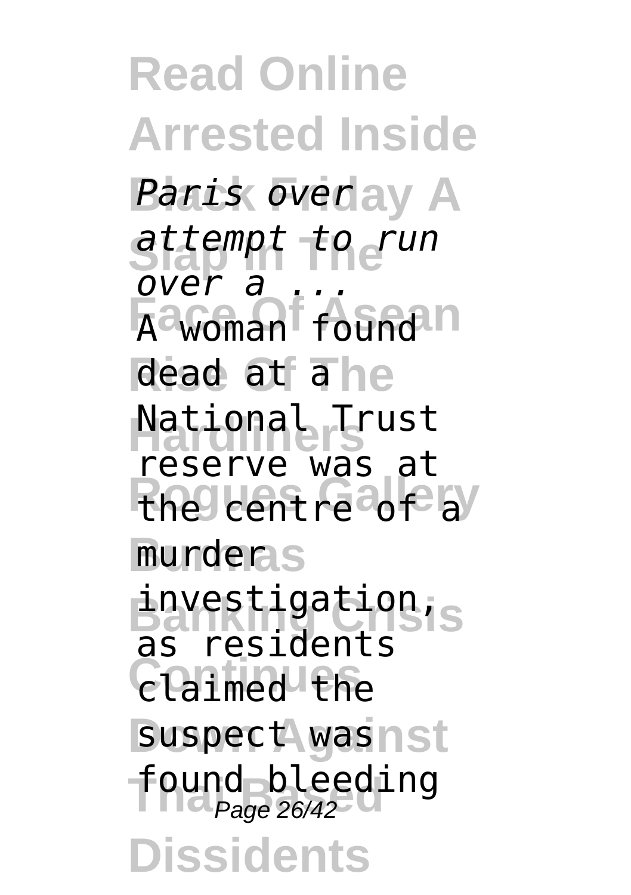*Paris over attempt to run over a ...*

A woman found dead at a National Trust reserve was at the centre of a murder investigation, as residents claimed the suspect was found bleeding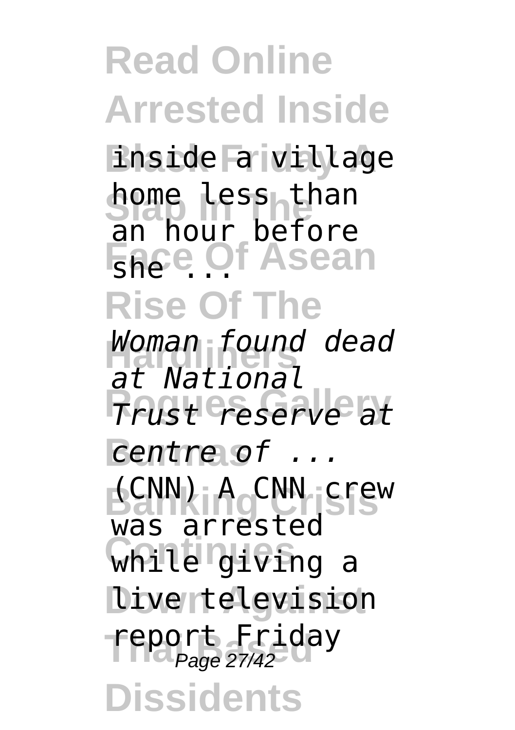inside a village home less than an hour before she ...

*Woman found dead at National Trust reserve at centre of ...*

(CNN) A CNN crew was arrested while giving a live television report Friday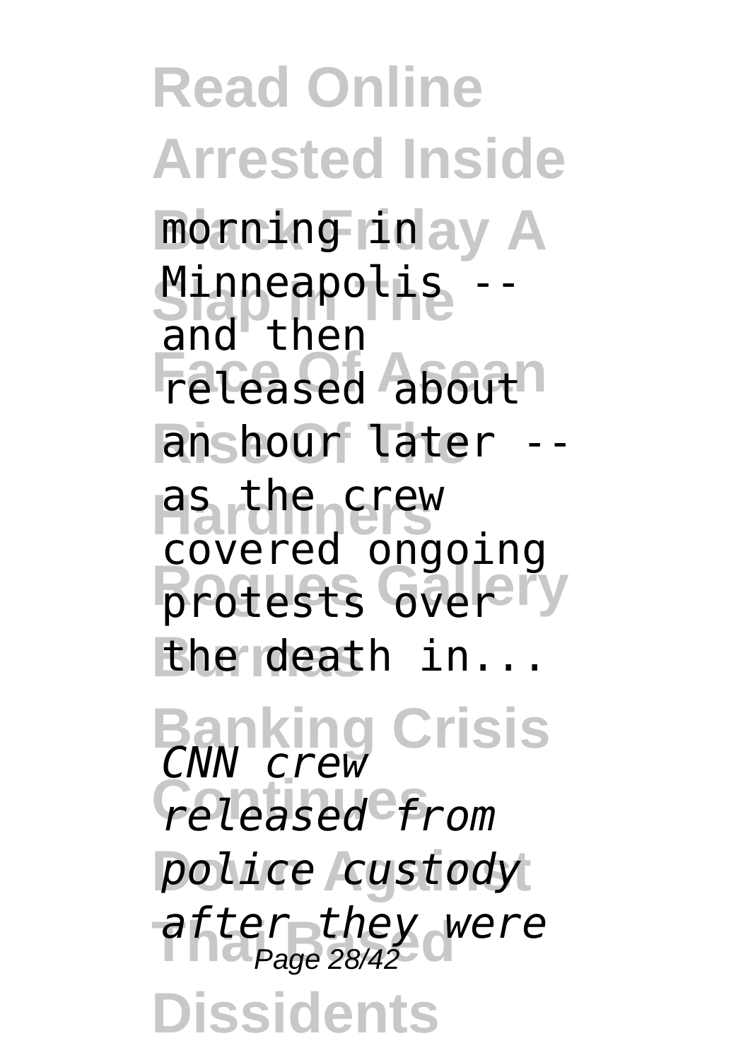morning in Minneapolis -- and then released about an hour later -- as the crew covered ongoing protests over the death in...

*CNN crew released from police custody after they were*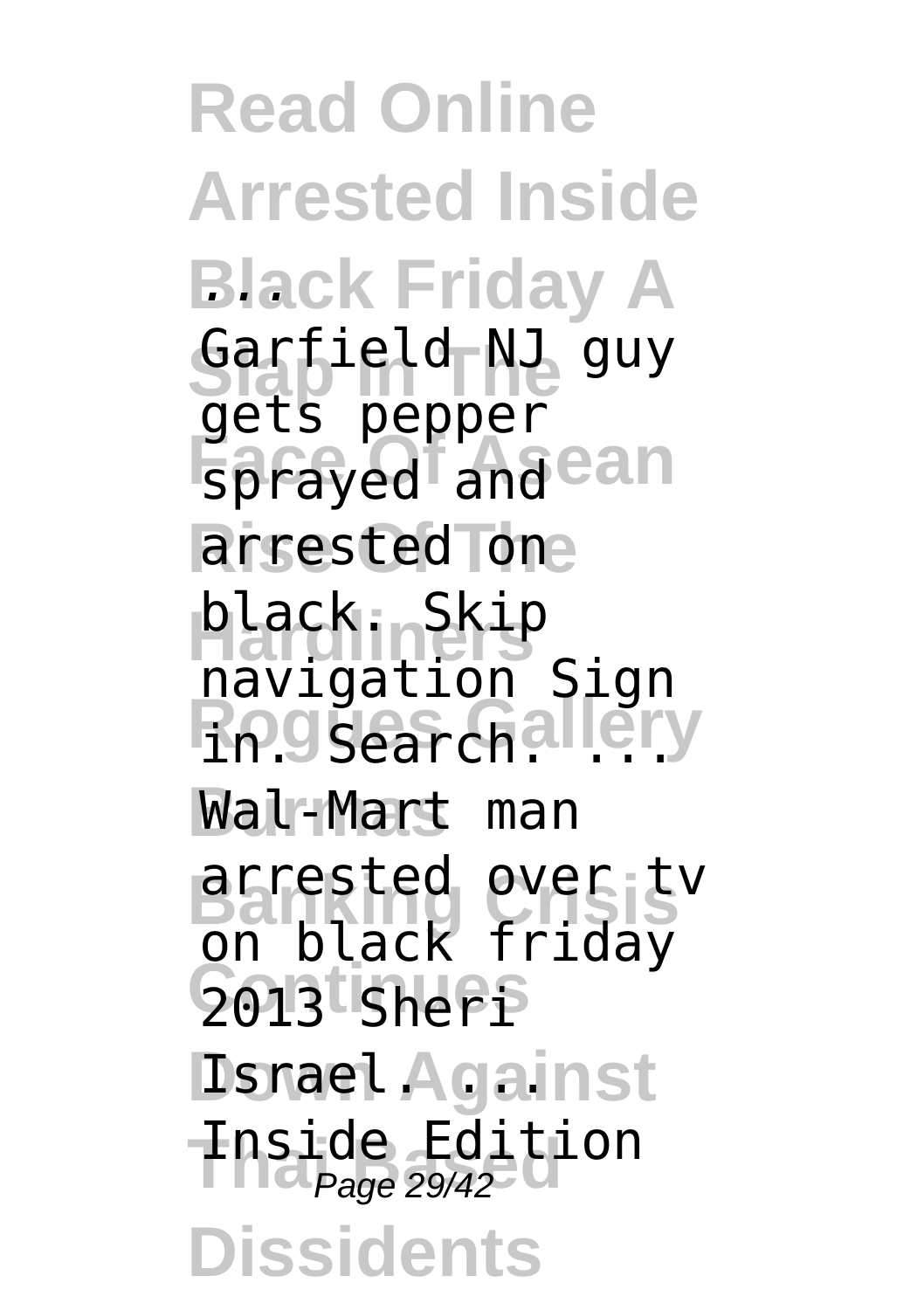Garfield NJ guy gets pepper sprayed and arrested on black. Skip navigation Sign in. Search. ... Wal-Mart man arrested over tv on black friday 2013 Sheri Israel. ... Inside Edition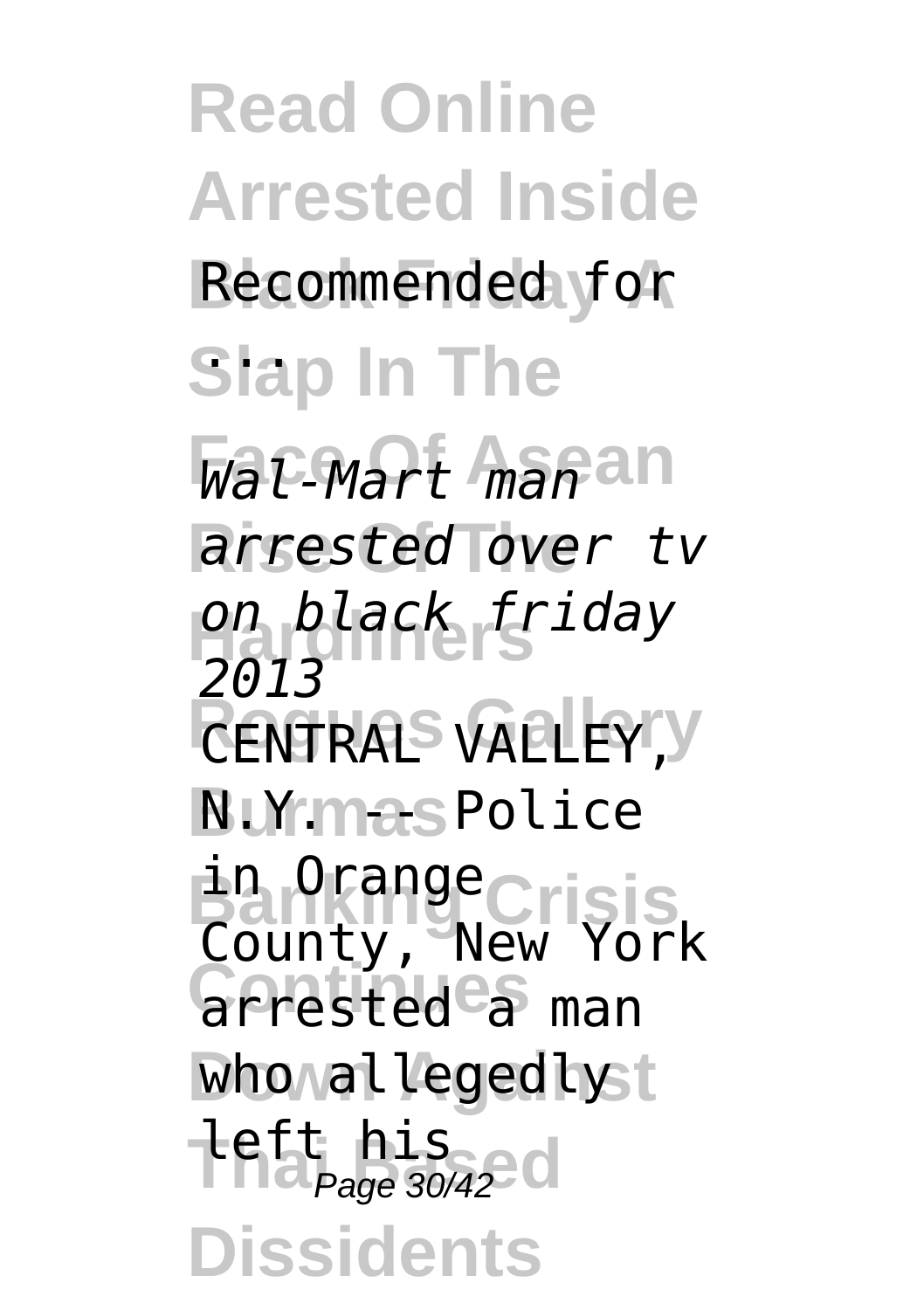Recommended for ...

*Wal-Mart man arrested over tv on black friday 2013*

CENTRAL VALLEY, N.Y. -- Police in Orange County, New York arrested a man who allegedly left his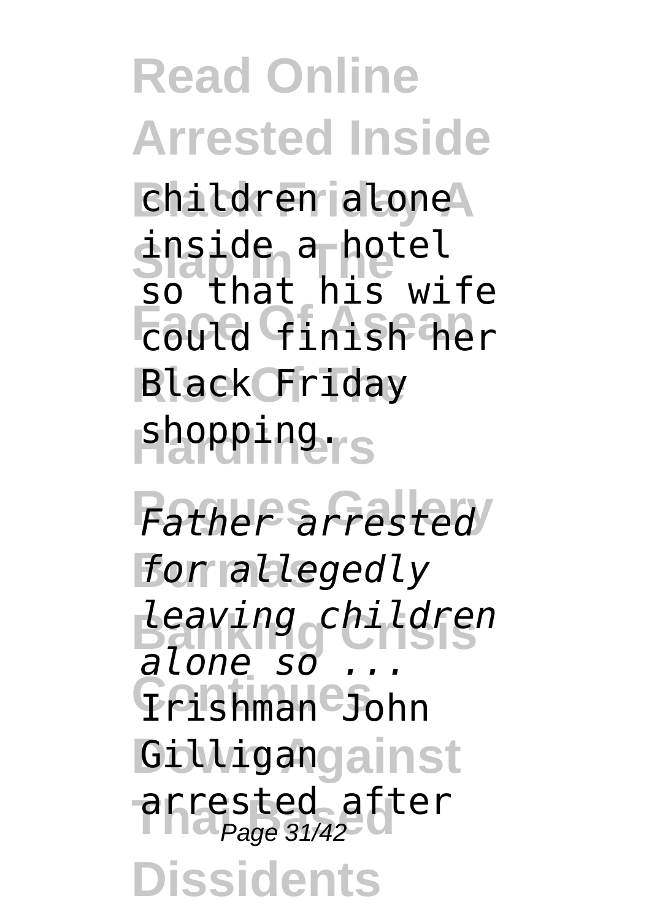children alone inside a hotel so that his wife could finish her Black Friday shopping.

*Father arrested for allegedly leaving children alone so ...*

Irishman John Gilligan arrested after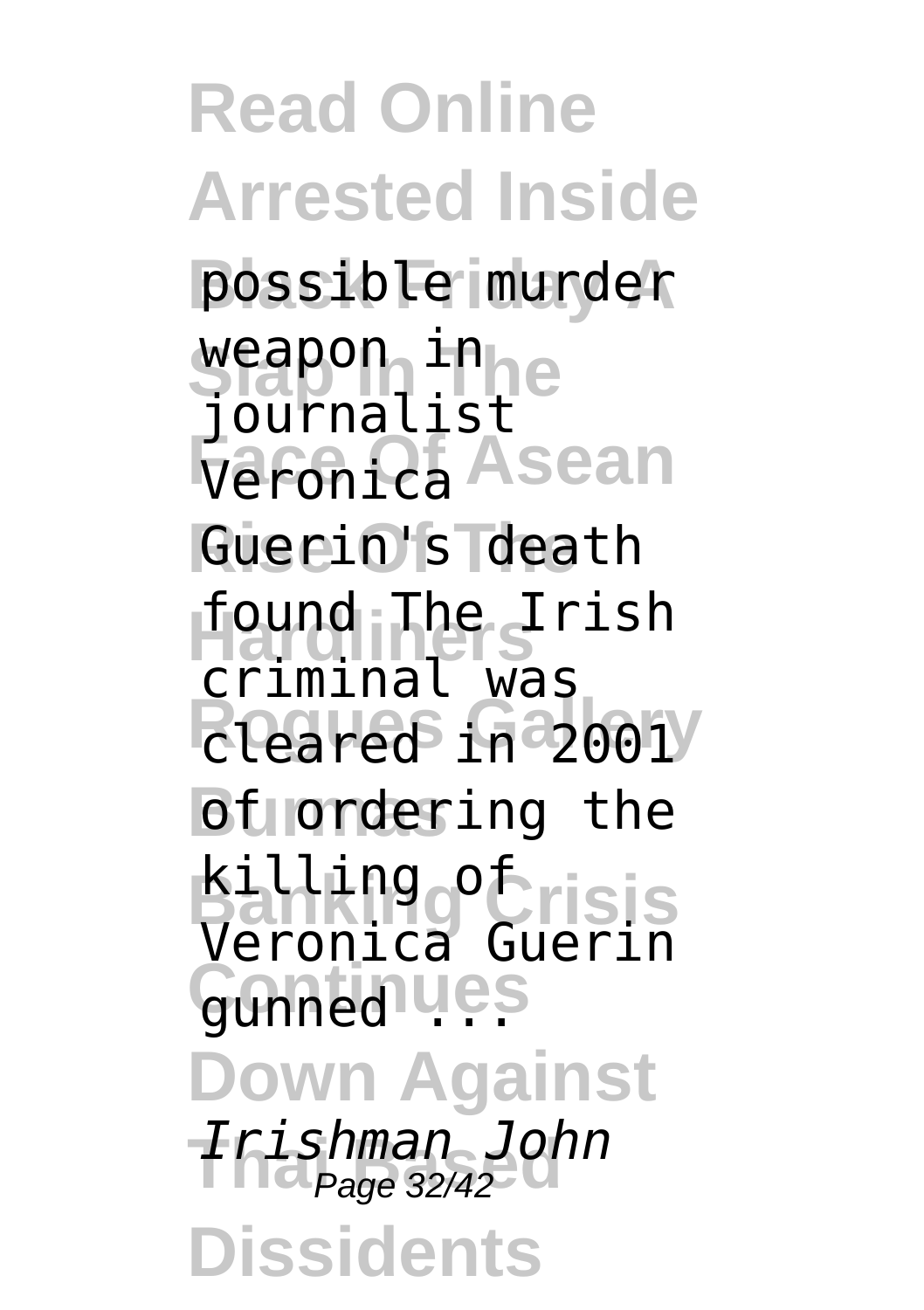possible murder weapon in journalist Veronica Guerin's death found The Irish criminal was cleared in 2001 of ordering the killing of Veronica Guerin gunned ...

*Irishman John*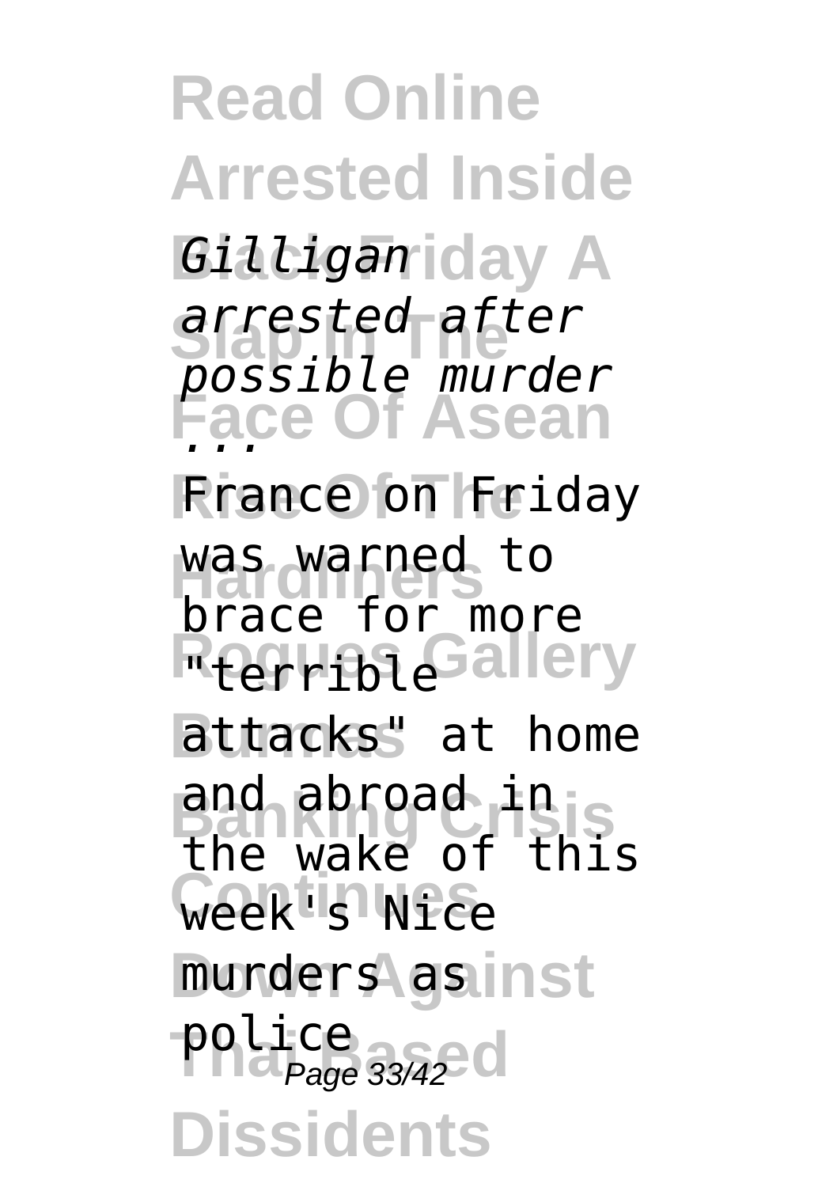*Gilligan arrested after possible murder ...*

France on Friday was warned to brace for more "terrible attacks" at home and abroad in the wake of this week's Nice murders as police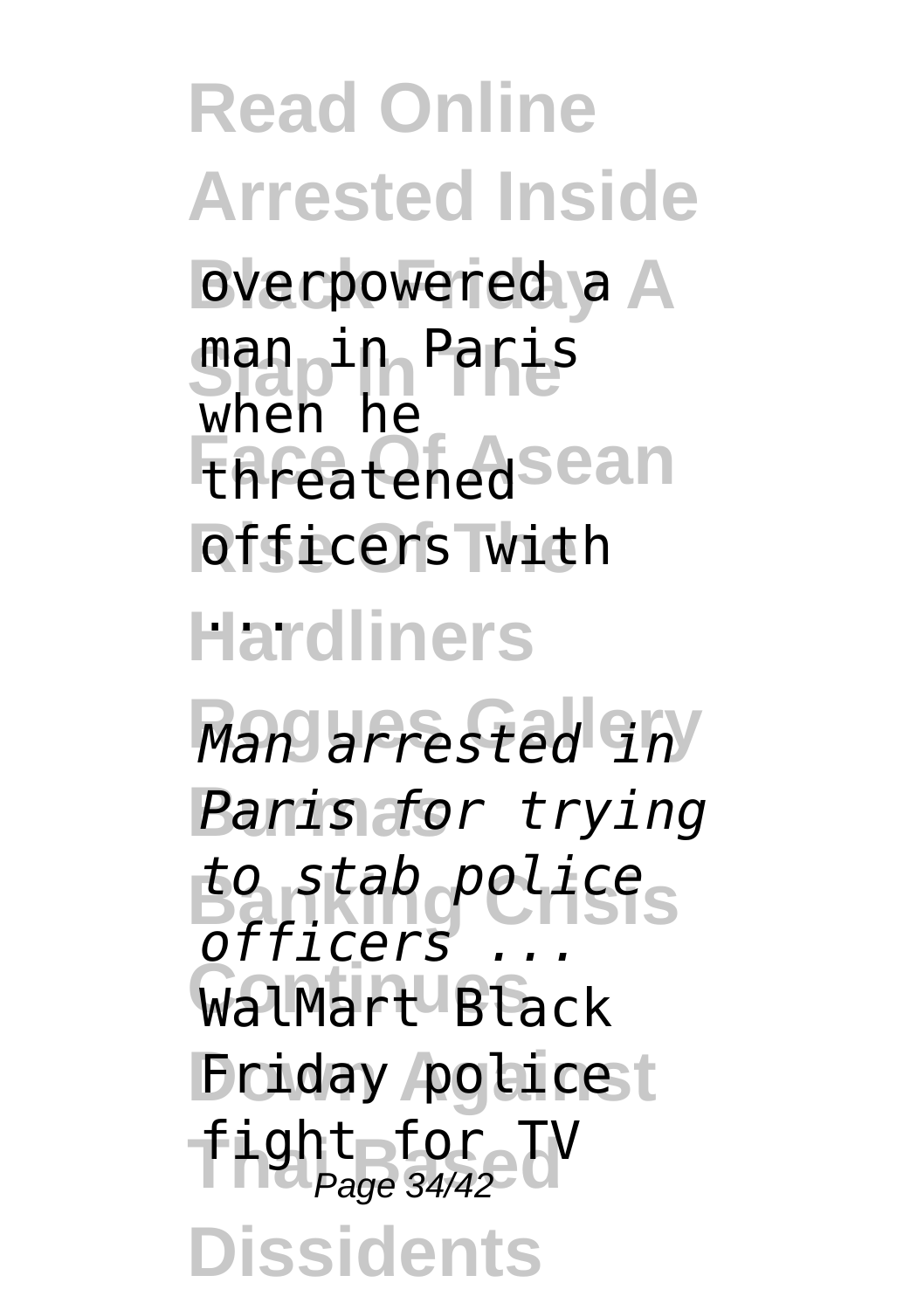overpowered a man in Paris when he threatened officers with ...

*Man arrested in Paris for trying to stab police officers ...*

WalMart Black Friday police fight for TV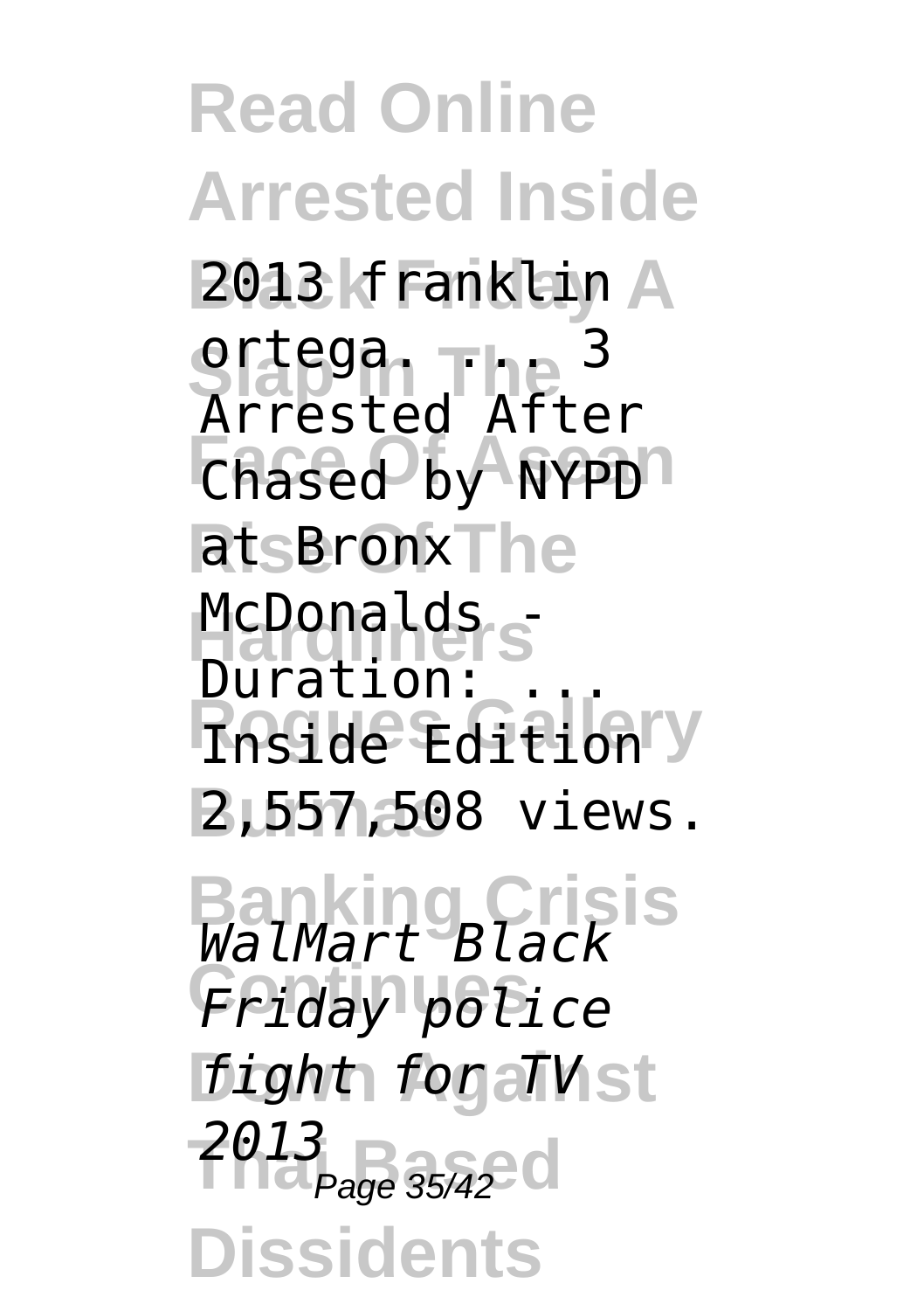2013 franklin ortega. ... 3 Arrested After Chased by NYPD at Bronx McDonalds - Duration: ... Inside Edition 2,557,508 views.

*WalMart Black Friday police fight for TV 2013*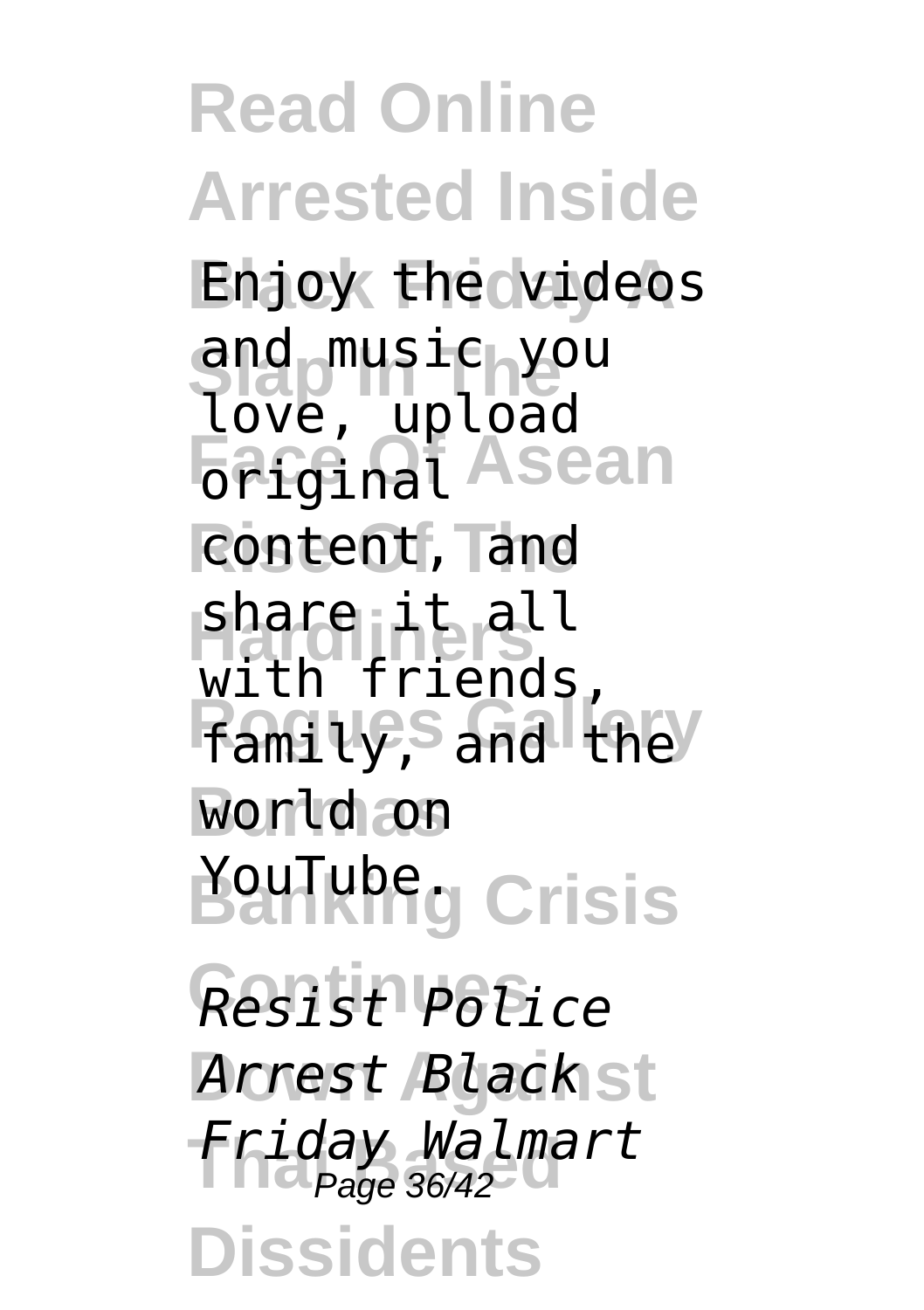Enjoy the videos and music you love, upload original content, and share it all with friends, family, and the world on YouTube.

*Resist Police Arrest Black Friday Walmart*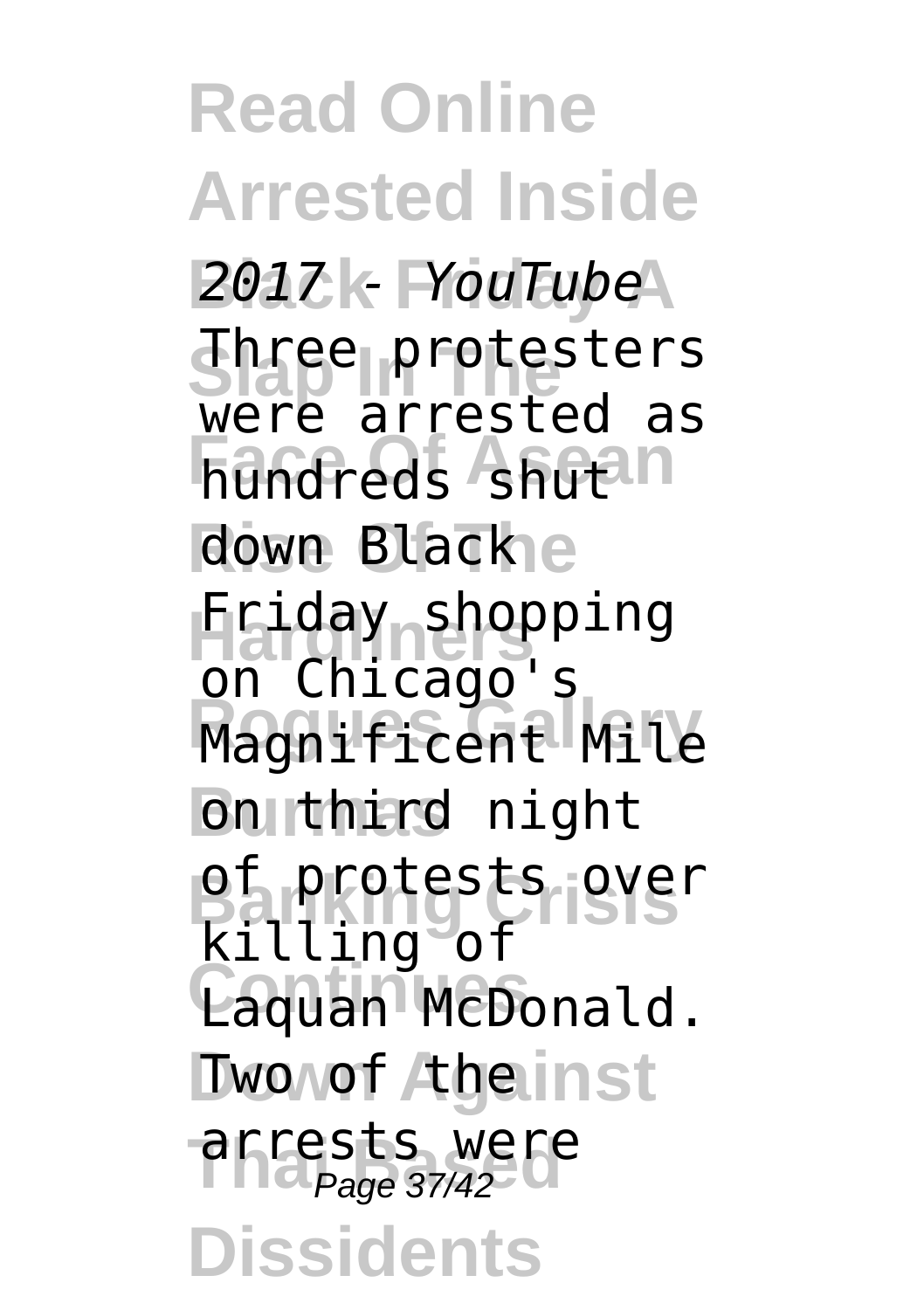*2017 - YouTube*

Three protesters were arrested as hundreds shut down Black Friday shopping on Chicago's Magnificent Mile on third night of protests over killing of Laquan McDonald. Two of the arrests were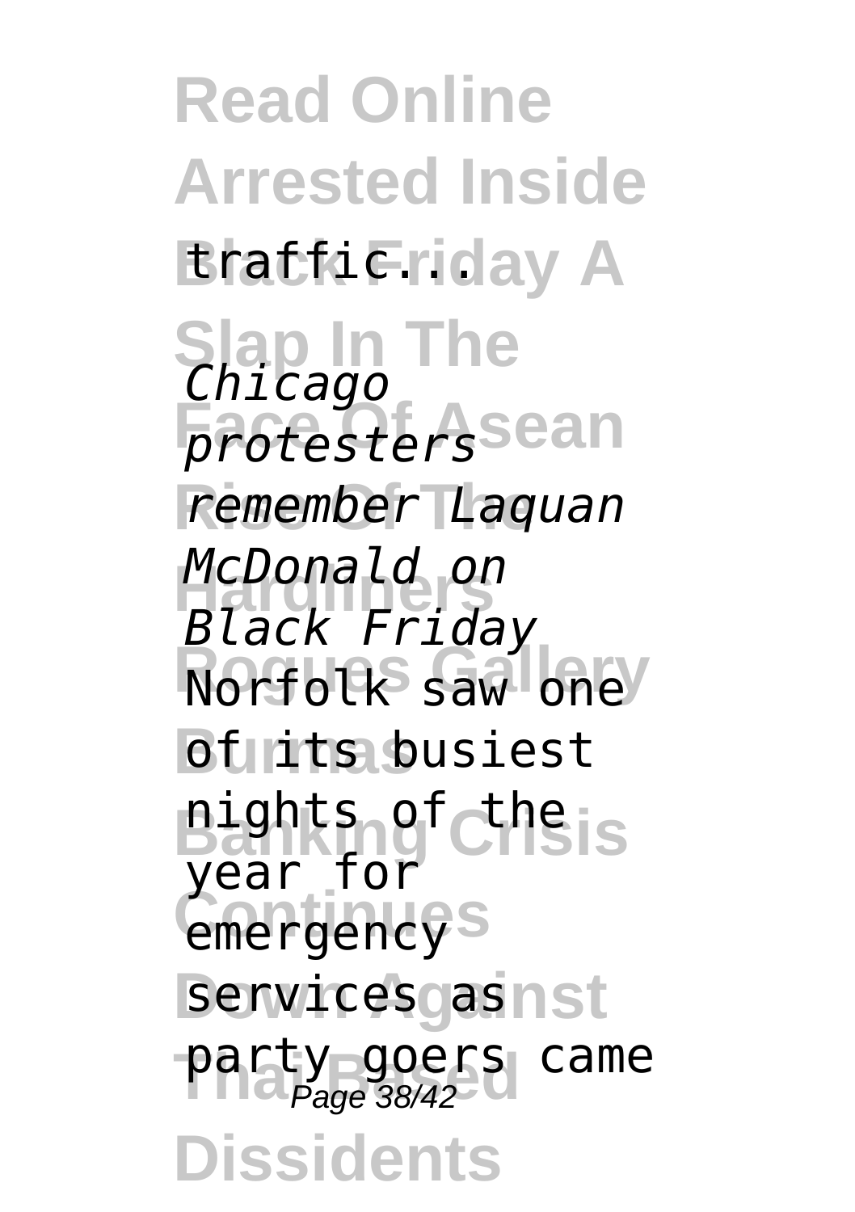traffic...

*Chicago protesters remember Laquan McDonald on Black Friday*

Norfolk saw one of its busiest nights of the year for emergency services as party goers came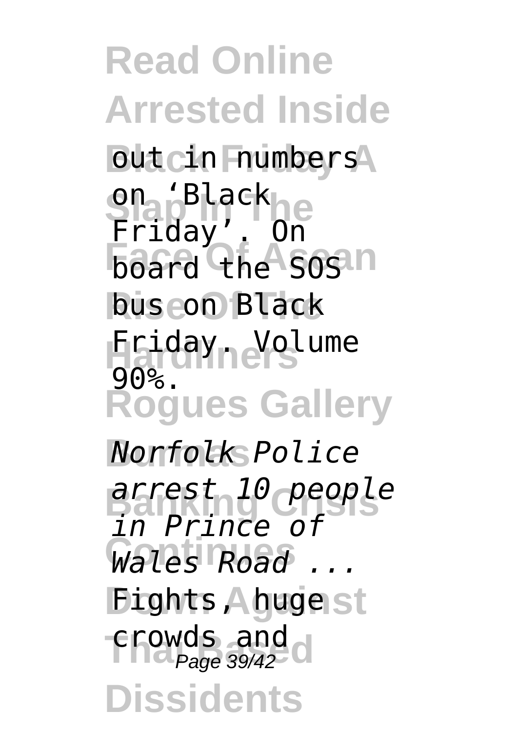out in numbers on 'Black Friday'. On board the SOS bus on Black Friday. Volume 90%.

*Norfolk Police arrest 10 people in Prince of Wales Road ...*

Fights, huge crowds and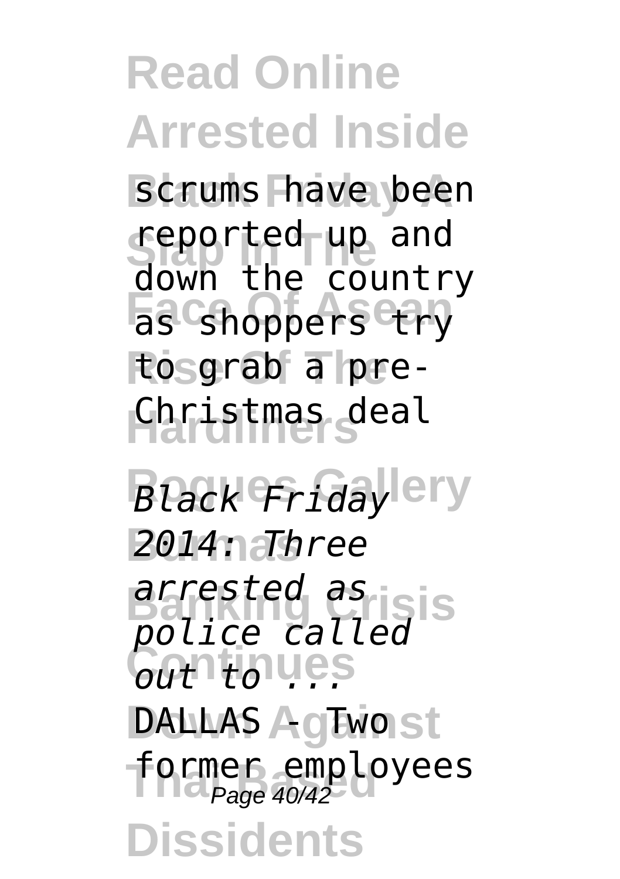scrums have been reported up and down the country as shoppers try to grab a pre-Christmas deal

*Black Friday 2014: Three arrested as police called out to ...*

DALLAS - Two former employees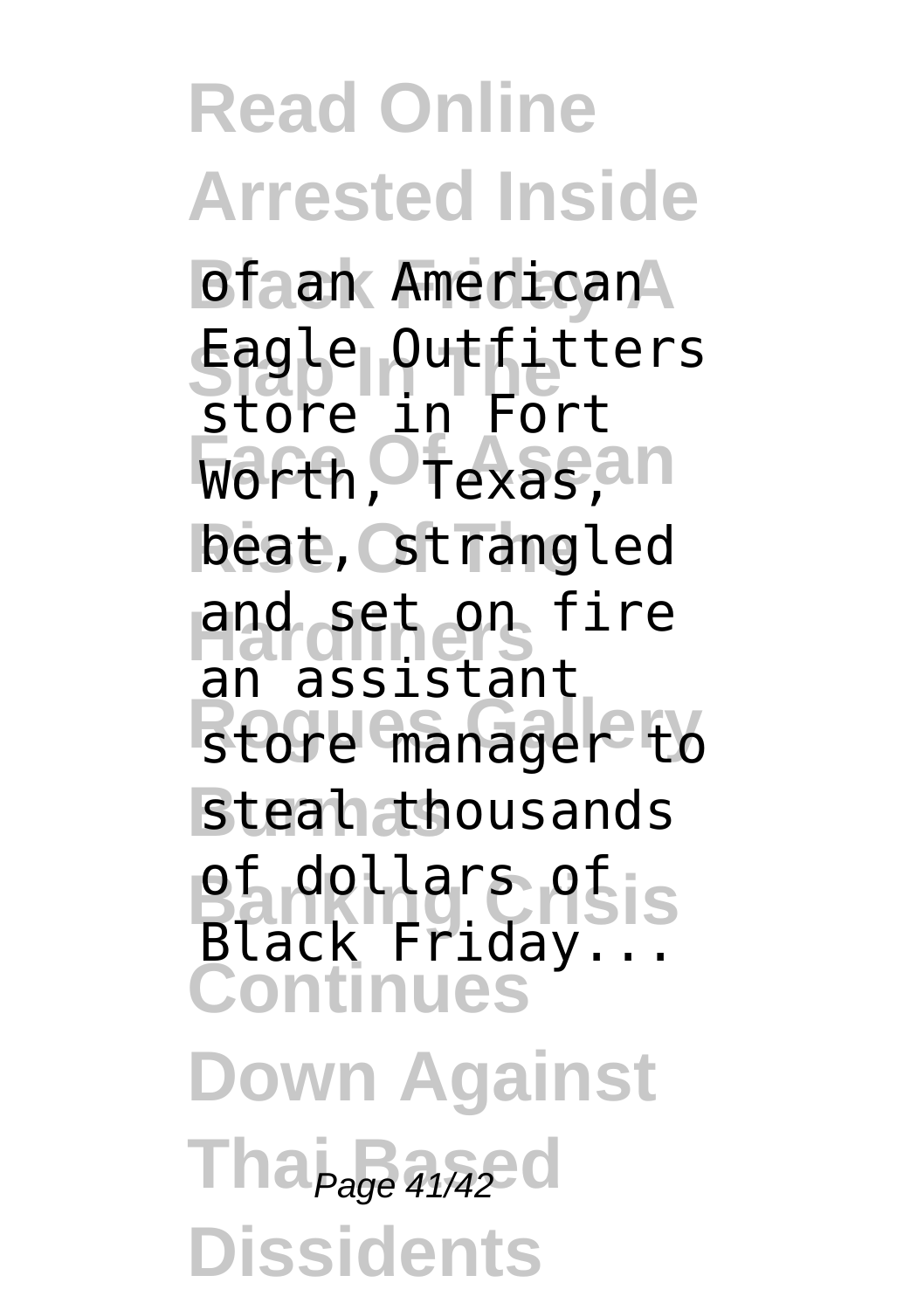of an American Eagle Outfitters store in Fort Worth, Texas, beat, strangled and set on fire an assistant store manager to steal thousands of dollars of Black Friday...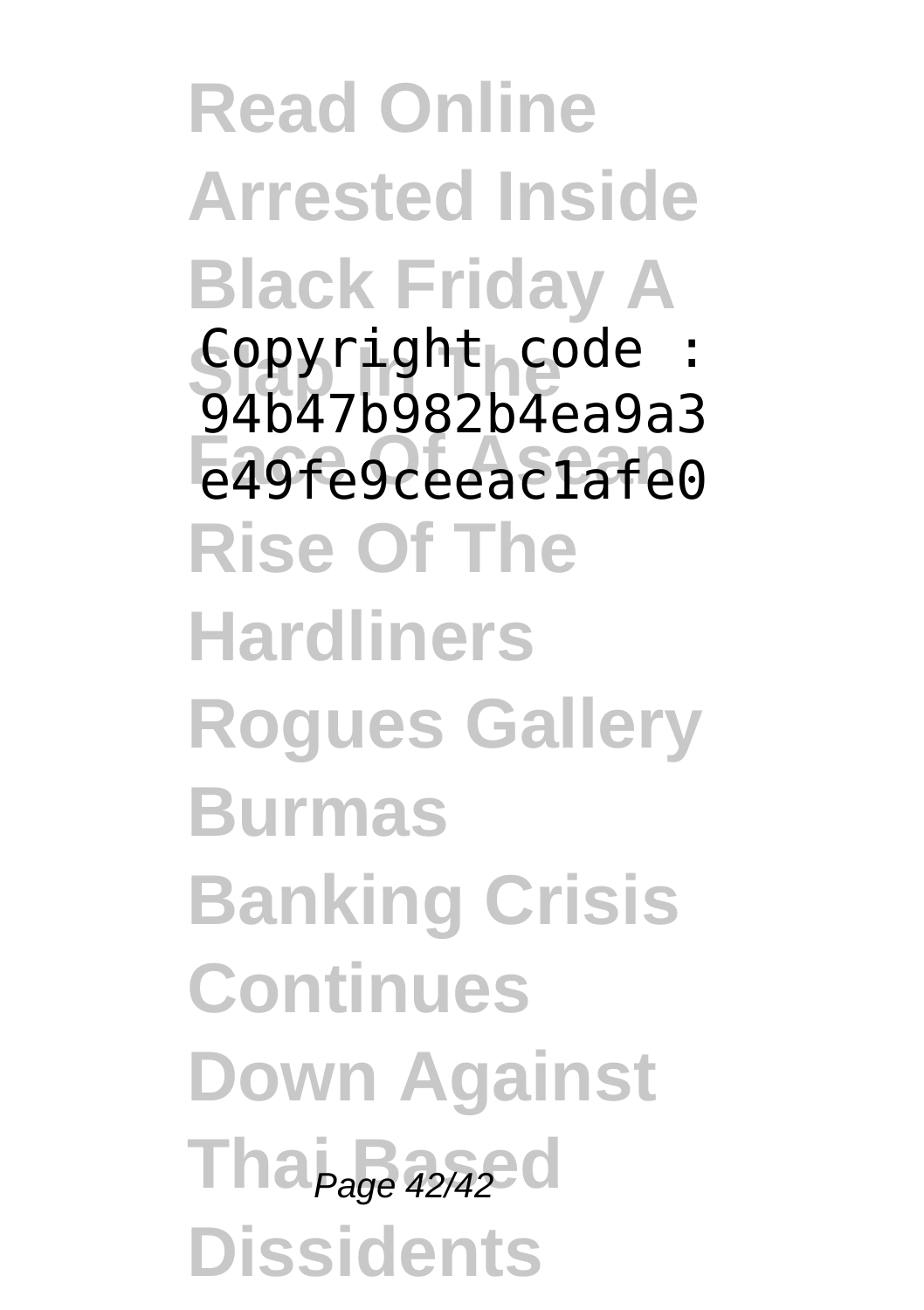Copyright code : 94b47b982b4ea9a3e49fe9ceeac1afe0